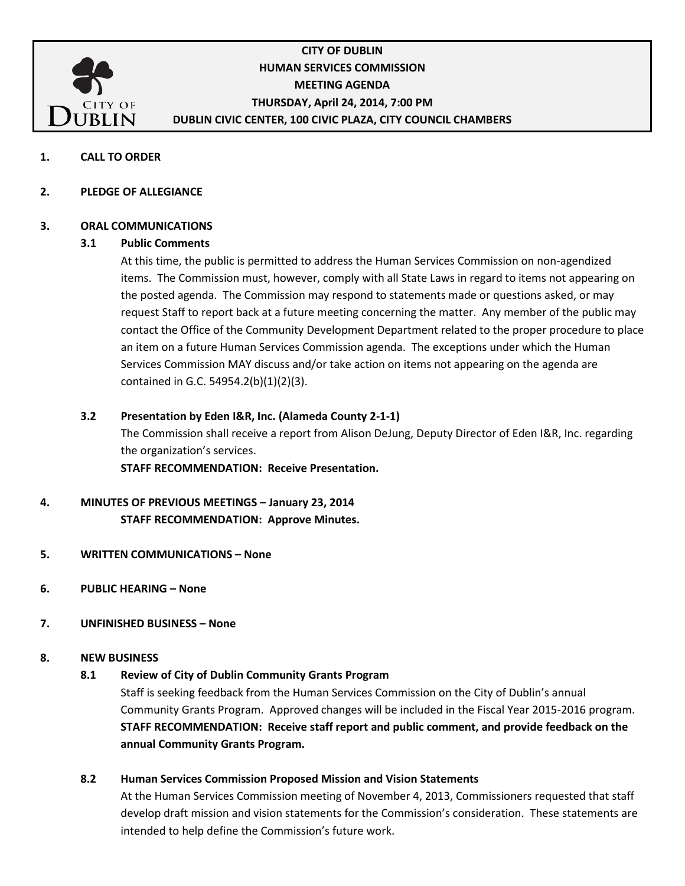# CITY OF DUBLIN
## HUMAN SERVICES COMMISSION
## MEETING AGENDA
### THURSDAY, April 24, 2014, 7:00 PM
### DUBLIN CIVIC CENTER, 100 CIVIC PLAZA, CITY COUNCIL CHAMBERS

**1. CALL TO ORDER**

**2. PLEDGE OF ALLEGIANCE**

**3. ORAL COMMUNICATIONS**

**3.1 Public Comments**

At this time, the public is permitted to address the Human Services Commission on non-agendized items. The Commission must, however, comply with all State Laws in regard to items not appearing on the posted agenda. The Commission may respond to statements made or questions asked, or may request Staff to report back at a future meeting concerning the matter. Any member of the public may contact the Office of the Community Development Department related to the proper procedure to place an item on a future Human Services Commission agenda. The exceptions under which the Human Services Commission MAY discuss and/or take action on items not appearing on the agenda are contained in G.C. 54954.2(b)(1)(2)(3).

**3.2 Presentation by Eden I&R, Inc. (Alameda County 2-1-1)**

The Commission shall receive a report from Alison DeJung, Deputy Director of Eden I&R, Inc. regarding the organization's services.

**STAFF RECOMMENDATION: Receive Presentation.**

**4. MINUTES OF PREVIOUS MEETINGS – January 23, 2014**

**STAFF RECOMMENDATION: Approve Minutes.**

**5. WRITTEN COMMUNICATIONS – None**

**6. PUBLIC HEARING – None**

**7. UNFINISHED BUSINESS – None**

**8. NEW BUSINESS**

**8.1 Review of City of Dublin Community Grants Program**

Staff is seeking feedback from the Human Services Commission on the City of Dublin's annual Community Grants Program. Approved changes will be included in the Fiscal Year 2015-2016 program.

**STAFF RECOMMENDATION: Receive staff report and public comment, and provide feedback on the annual Community Grants Program.**

**8.2 Human Services Commission Proposed Mission and Vision Statements**

At the Human Services Commission meeting of November 4, 2013, Commissioners requested that staff develop draft mission and vision statements for the Commission's consideration. These statements are intended to help define the Commission's future work.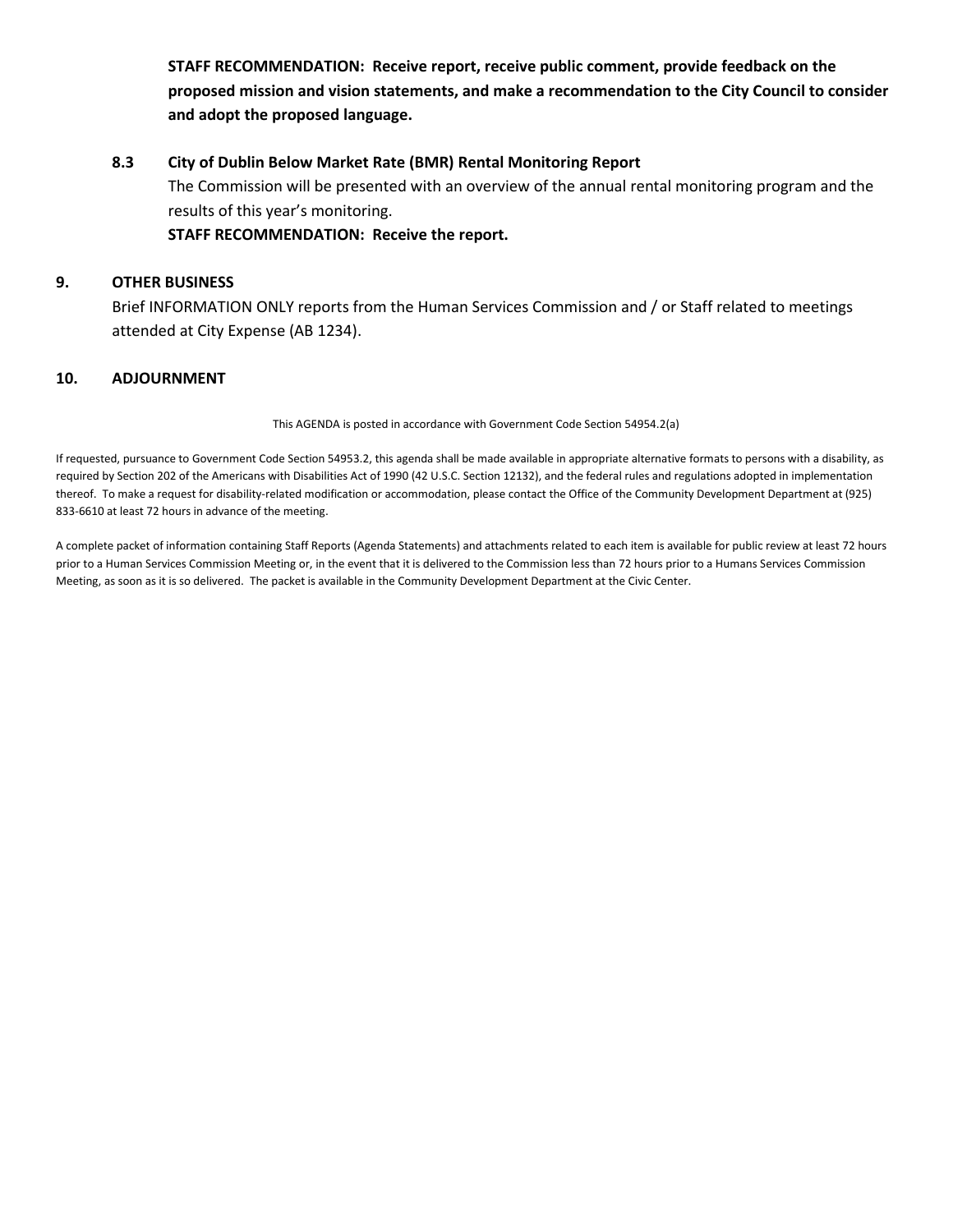**STAFF RECOMMENDATION: Receive report, receive public comment, provide feedback on the proposed mission and vision statements, and make a recommendation to the City Council to consider and adopt the proposed language.**

**8.3 City of Dublin Below Market Rate (BMR) Rental Monitoring Report**

The Commission will be presented with an overview of the annual rental monitoring program and the results of this year's monitoring.

**STAFF RECOMMENDATION: Receive the report.**

## 9. OTHER BUSINESS

Brief INFORMATION ONLY reports from the Human Services Commission and / or Staff related to meetings attended at City Expense (AB 1234).

## 10. ADJOURNMENT

This AGENDA is posted in accordance with Government Code Section 54954.2(a)

If requested, pursuance to Government Code Section 54953.2, this agenda shall be made available in appropriate alternative formats to persons with a disability, as required by Section 202 of the Americans with Disabilities Act of 1990 (42 U.S.C. Section 12132), and the federal rules and regulations adopted in implementation thereof. To make a request for disability-related modification or accommodation, please contact the Office of the Community Development Department at (925) 833-6610 at least 72 hours in advance of the meeting.

A complete packet of information containing Staff Reports (Agenda Statements) and attachments related to each item is available for public review at least 72 hours prior to a Human Services Commission Meeting or, in the event that it is delivered to the Commission less than 72 hours prior to a Humans Services Commission Meeting, as soon as it is so delivered. The packet is available in the Community Development Department at the Civic Center.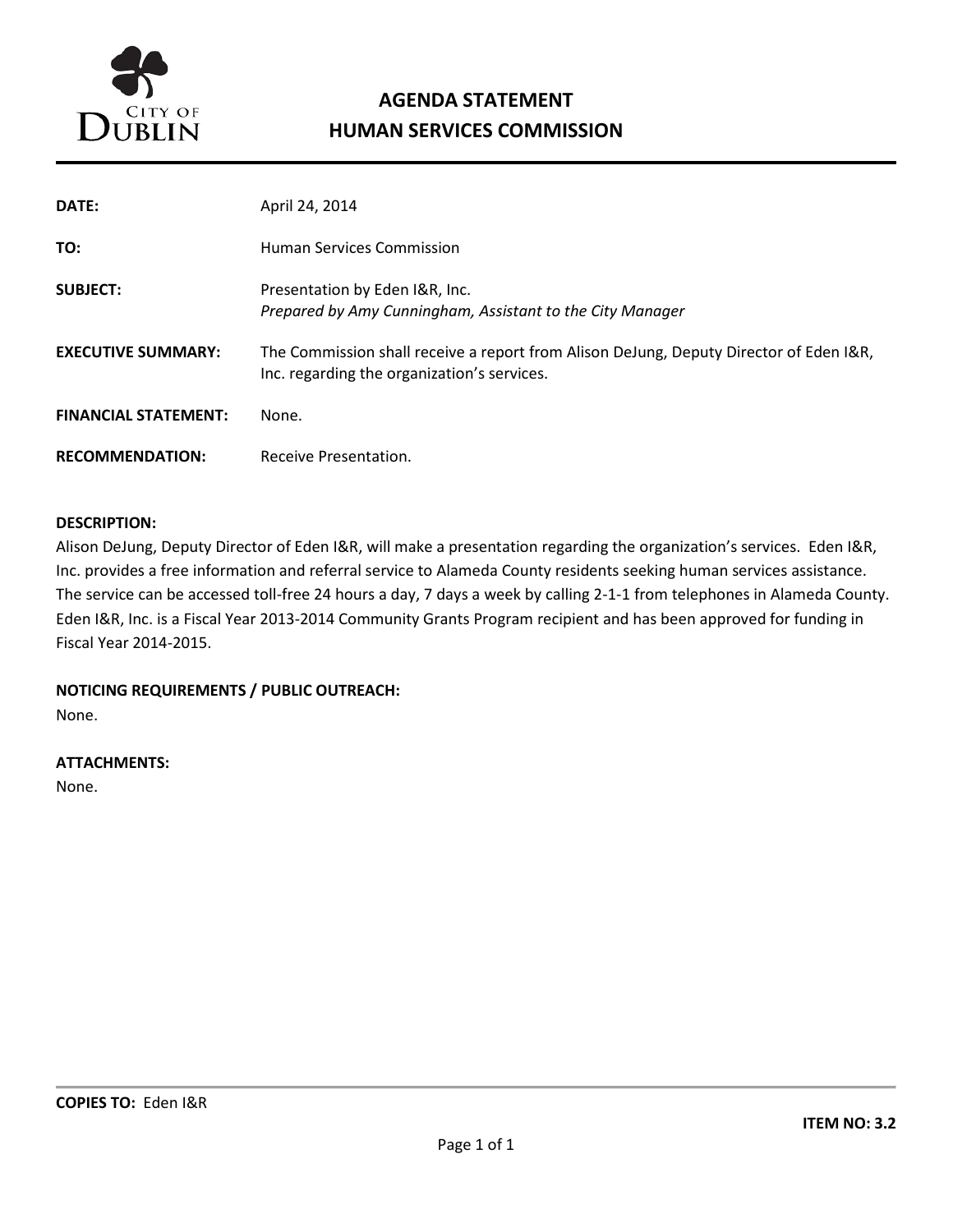CITY OF DUBLIN

# AGENDA STATEMENT
# HUMAN SERVICES COMMISSION

| | |
|---|---|
| **DATE:** | April 24, 2014 |
| **TO:** | Human Services Commission |
| **SUBJECT:** | Presentation by Eden I&R, Inc.<br>*Prepared by Amy Cunningham, Assistant to the City Manager* |
| **EXECUTIVE SUMMARY:** | The Commission shall receive a report from Alison DeJung, Deputy Director of Eden I&R, Inc. regarding the organization's services. |
| **FINANCIAL STATEMENT:** | None. |
| **RECOMMENDATION:** | Receive Presentation. |

**DESCRIPTION:**
Alison DeJung, Deputy Director of Eden I&R, will make a presentation regarding the organization's services. Eden I&R, Inc. provides a free information and referral service to Alameda County residents seeking human services assistance. The service can be accessed toll-free 24 hours a day, 7 days a week by calling 2-1-1 from telephones in Alameda County. Eden I&R, Inc. is a Fiscal Year 2013-2014 Community Grants Program recipient and has been approved for funding in Fiscal Year 2014-2015.

**NOTICING REQUIREMENTS / PUBLIC OUTREACH:**
None.

**ATTACHMENTS:**
None.

**COPIES TO:** Eden I&R

**ITEM NO: 3.2**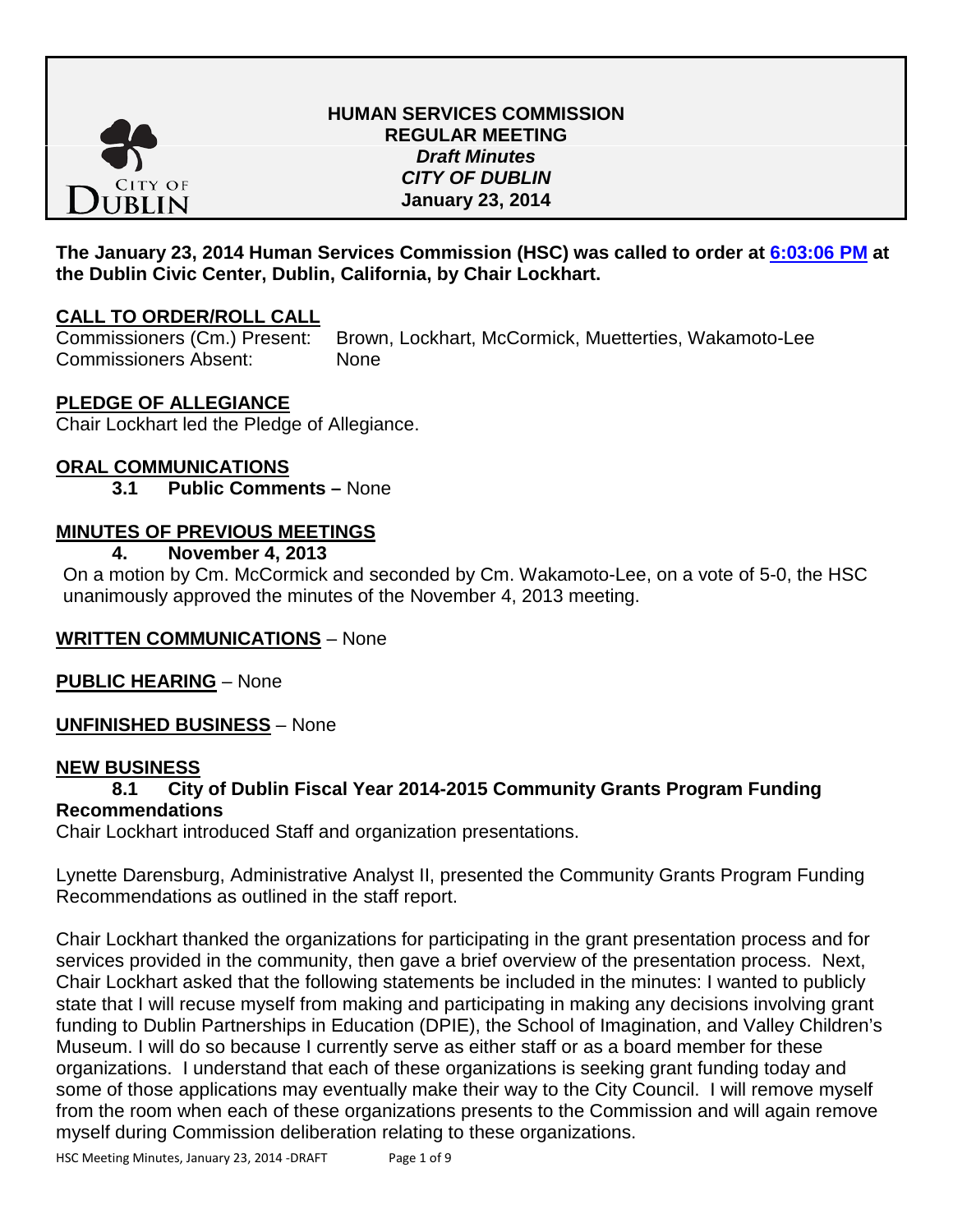# HUMAN SERVICES COMMISSION
## REGULAR MEETING
### *Draft Minutes*
### *CITY OF DUBLIN*
### January 23, 2014

**The January 23, 2014 Human Services Commission (HSC) was called to order at 6:03:06 PM at the Dublin Civic Center, Dublin, California, by Chair Lockhart.**

**CALL TO ORDER/ROLL CALL**

Commissioners (Cm.) Present: Brown, Lockhart, McCormick, Muetterties, Wakamoto-Lee
Commissioners Absent: None

**PLEDGE OF ALLEGIANCE**

Chair Lockhart led the Pledge of Allegiance.

**ORAL COMMUNICATIONS**

**3.1 Public Comments –** None

**MINUTES OF PREVIOUS MEETINGS**

**4. November 4, 2013**

On a motion by Cm. McCormick and seconded by Cm. Wakamoto-Lee, on a vote of 5-0, the HSC unanimously approved the minutes of the November 4, 2013 meeting.

**WRITTEN COMMUNICATIONS** – None

**PUBLIC HEARING** – None

**UNFINISHED BUSINESS** – None

**NEW BUSINESS**

**8.1 City of Dublin Fiscal Year 2014-2015 Community Grants Program Funding Recommendations**

Chair Lockhart introduced Staff and organization presentations.

Lynette Darensburg, Administrative Analyst II, presented the Community Grants Program Funding Recommendations as outlined in the staff report.

Chair Lockhart thanked the organizations for participating in the grant presentation process and for services provided in the community, then gave a brief overview of the presentation process. Next, Chair Lockhart asked that the following statements be included in the minutes: I wanted to publicly state that I will recuse myself from making and participating in making any decisions involving grant funding to Dublin Partnerships in Education (DPIE), the School of Imagination, and Valley Children's Museum. I will do so because I currently serve as either staff or as a board member for these organizations. I understand that each of these organizations is seeking grant funding today and some of those applications may eventually make their way to the City Council. I will remove myself from the room when each of these organizations presents to the Commission and will again remove myself during Commission deliberation relating to these organizations.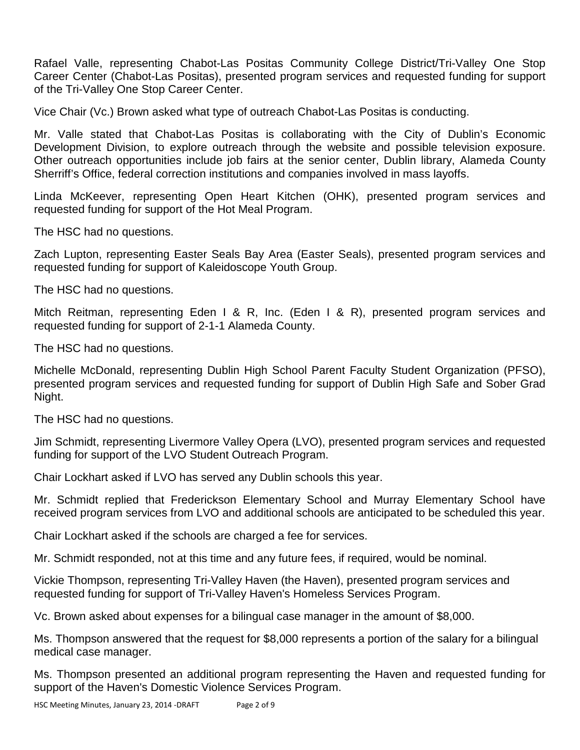Rafael Valle, representing Chabot-Las Positas Community College District/Tri-Valley One Stop Career Center (Chabot-Las Positas), presented program services and requested funding for support of the Tri-Valley One Stop Career Center.

Vice Chair (Vc.) Brown asked what type of outreach Chabot-Las Positas is conducting.

Mr. Valle stated that Chabot-Las Positas is collaborating with the City of Dublin's Economic Development Division, to explore outreach through the website and possible television exposure. Other outreach opportunities include job fairs at the senior center, Dublin library, Alameda County Sherriff's Office, federal correction institutions and companies involved in mass layoffs.

Linda McKeever, representing Open Heart Kitchen (OHK), presented program services and requested funding for support of the Hot Meal Program.

The HSC had no questions.

Zach Lupton, representing Easter Seals Bay Area (Easter Seals), presented program services and requested funding for support of Kaleidoscope Youth Group.

The HSC had no questions.

Mitch Reitman, representing Eden I & R, Inc. (Eden I & R), presented program services and requested funding for support of 2-1-1 Alameda County.

The HSC had no questions.

Michelle McDonald, representing Dublin High School Parent Faculty Student Organization (PFSO), presented program services and requested funding for support of Dublin High Safe and Sober Grad Night.

The HSC had no questions.

Jim Schmidt, representing Livermore Valley Opera (LVO), presented program services and requested funding for support of the LVO Student Outreach Program.

Chair Lockhart asked if LVO has served any Dublin schools this year.

Mr. Schmidt replied that Frederickson Elementary School and Murray Elementary School have received program services from LVO and additional schools are anticipated to be scheduled this year.

Chair Lockhart asked if the schools are charged a fee for services.

Mr. Schmidt responded, not at this time and any future fees, if required, would be nominal.

Vickie Thompson, representing Tri-Valley Haven (the Haven), presented program services and requested funding for support of Tri-Valley Haven's Homeless Services Program.

Vc. Brown asked about expenses for a bilingual case manager in the amount of $8,000.

Ms. Thompson answered that the request for $8,000 represents a portion of the salary for a bilingual medical case manager.

Ms. Thompson presented an additional program representing the Haven and requested funding for support of the Haven's Domestic Violence Services Program.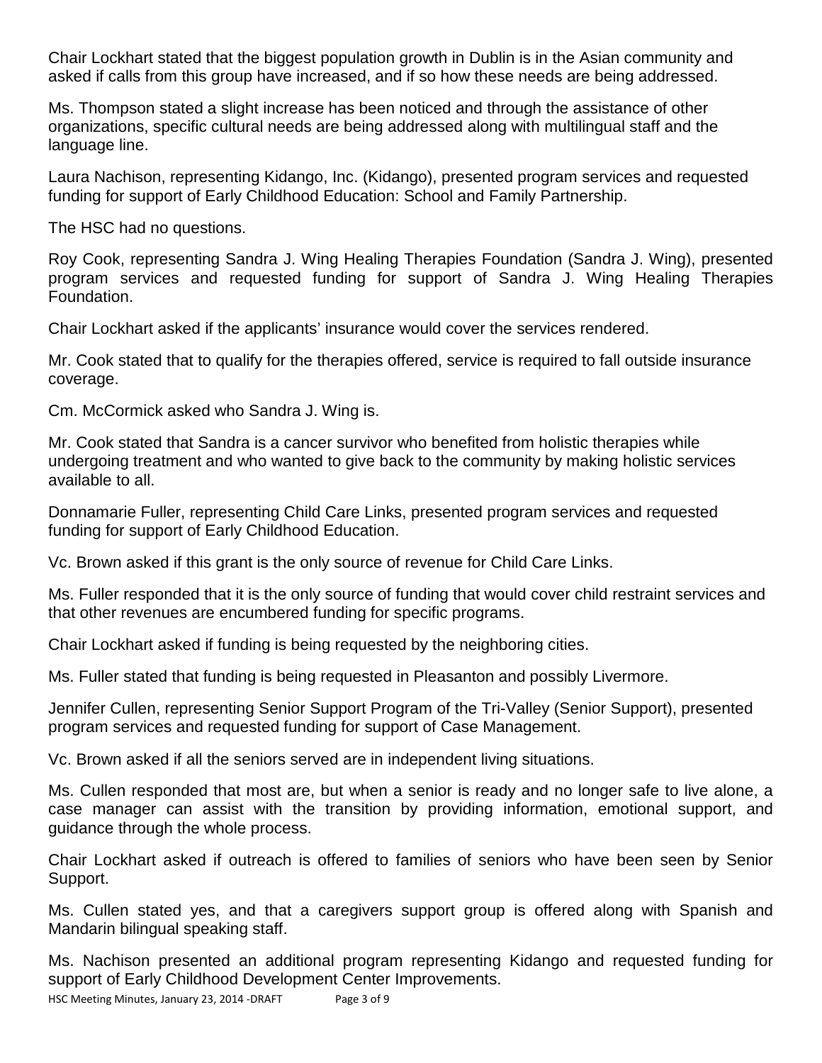Chair Lockhart stated that the biggest population growth in Dublin is in the Asian community and asked if calls from this group have increased, and if so how these needs are being addressed.

Ms. Thompson stated a slight increase has been noticed and through the assistance of other organizations, specific cultural needs are being addressed along with multilingual staff and the language line.

Laura Nachison, representing Kidango, Inc. (Kidango), presented program services and requested funding for support of Early Childhood Education: School and Family Partnership.

The HSC had no questions.

Roy Cook, representing Sandra J. Wing Healing Therapies Foundation (Sandra J. Wing), presented program services and requested funding for support of Sandra J. Wing Healing Therapies Foundation.

Chair Lockhart asked if the applicants' insurance would cover the services rendered.

Mr. Cook stated that to qualify for the therapies offered, service is required to fall outside insurance coverage.

Cm. McCormick asked who Sandra J. Wing is.

Mr. Cook stated that Sandra is a cancer survivor who benefited from holistic therapies while undergoing treatment and who wanted to give back to the community by making holistic services available to all.

Donnamarie Fuller, representing Child Care Links, presented program services and requested funding for support of Early Childhood Education.

Vc. Brown asked if this grant is the only source of revenue for Child Care Links.

Ms. Fuller responded that it is the only source of funding that would cover child restraint services and that other revenues are encumbered funding for specific programs.

Chair Lockhart asked if funding is being requested by the neighboring cities.

Ms. Fuller stated that funding is being requested in Pleasanton and possibly Livermore.

Jennifer Cullen, representing Senior Support Program of the Tri-Valley (Senior Support), presented program services and requested funding for support of Case Management.

Vc. Brown asked if all the seniors served are in independent living situations.

Ms. Cullen responded that most are, but when a senior is ready and no longer safe to live alone, a case manager can assist with the transition by providing information, emotional support, and guidance through the whole process.

Chair Lockhart asked if outreach is offered to families of seniors who have been seen by Senior Support.

Ms. Cullen stated yes, and that a caregivers support group is offered along with Spanish and Mandarin bilingual speaking staff.

Ms. Nachison presented an additional program representing Kidango and requested funding for support of Early Childhood Development Center Improvements.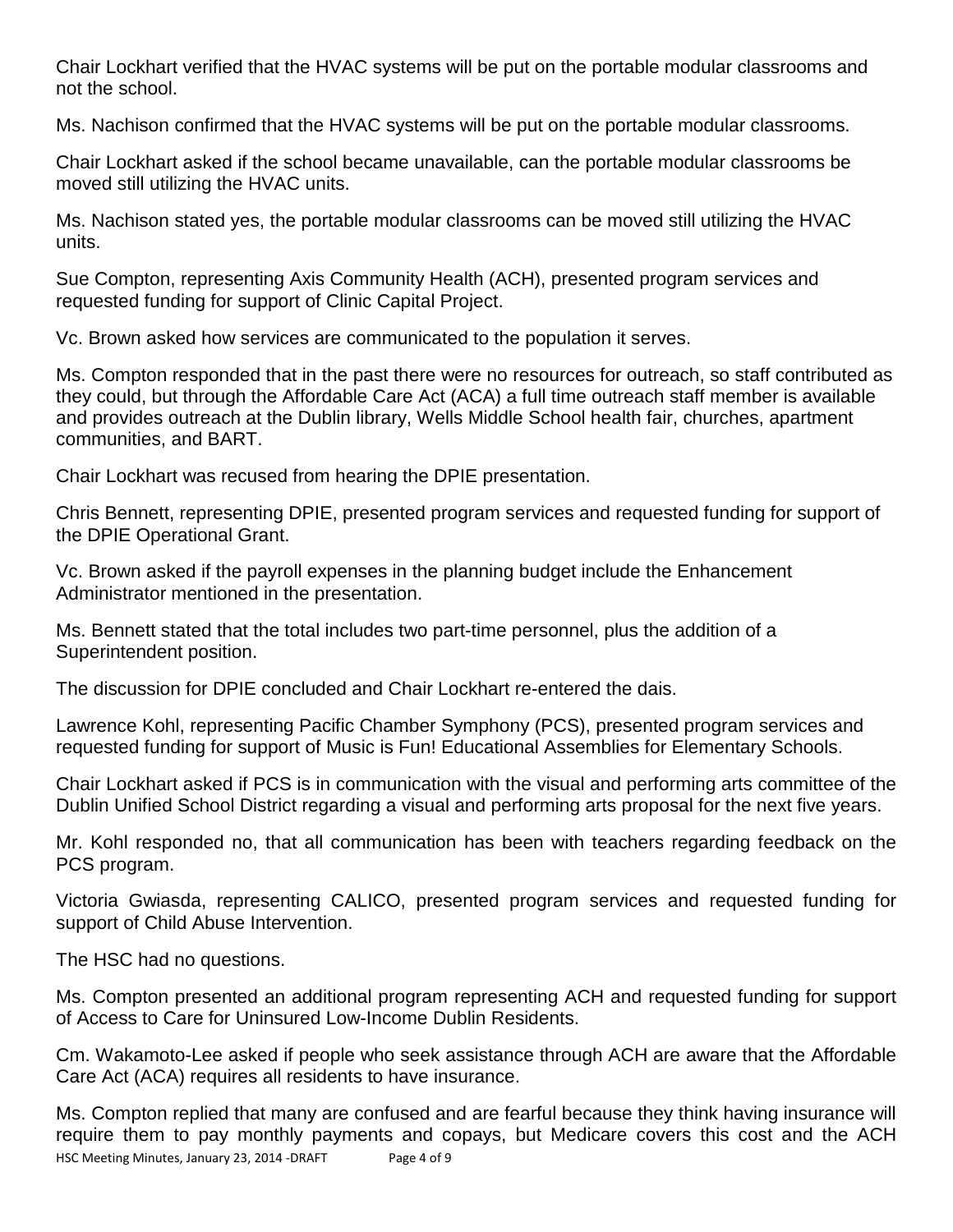Chair Lockhart verified that the HVAC systems will be put on the portable modular classrooms and not the school.

Ms. Nachison confirmed that the HVAC systems will be put on the portable modular classrooms.

Chair Lockhart asked if the school became unavailable, can the portable modular classrooms be moved still utilizing the HVAC units.

Ms. Nachison stated yes, the portable modular classrooms can be moved still utilizing the HVAC units.

Sue Compton, representing Axis Community Health (ACH), presented program services and requested funding for support of Clinic Capital Project.

Vc. Brown asked how services are communicated to the population it serves.

Ms. Compton responded that in the past there were no resources for outreach, so staff contributed as they could, but through the Affordable Care Act (ACA) a full time outreach staff member is available and provides outreach at the Dublin library, Wells Middle School health fair, churches, apartment communities, and BART.

Chair Lockhart was recused from hearing the DPIE presentation.

Chris Bennett, representing DPIE, presented program services and requested funding for support of the DPIE Operational Grant.

Vc. Brown asked if the payroll expenses in the planning budget include the Enhancement Administrator mentioned in the presentation.

Ms. Bennett stated that the total includes two part-time personnel, plus the addition of a Superintendent position.

The discussion for DPIE concluded and Chair Lockhart re-entered the dais.

Lawrence Kohl, representing Pacific Chamber Symphony (PCS), presented program services and requested funding for support of Music is Fun! Educational Assemblies for Elementary Schools.

Chair Lockhart asked if PCS is in communication with the visual and performing arts committee of the Dublin Unified School District regarding a visual and performing arts proposal for the next five years.

Mr. Kohl responded no, that all communication has been with teachers regarding feedback on the PCS program.

Victoria Gwiasda, representing CALICO, presented program services and requested funding for support of Child Abuse Intervention.

The HSC had no questions.

Ms. Compton presented an additional program representing ACH and requested funding for support of Access to Care for Uninsured Low-Income Dublin Residents.

Cm. Wakamoto-Lee asked if people who seek assistance through ACH are aware that the Affordable Care Act (ACA) requires all residents to have insurance.

Ms. Compton replied that many are confused and are fearful because they think having insurance will require them to pay monthly payments and copays, but Medicare covers this cost and the ACH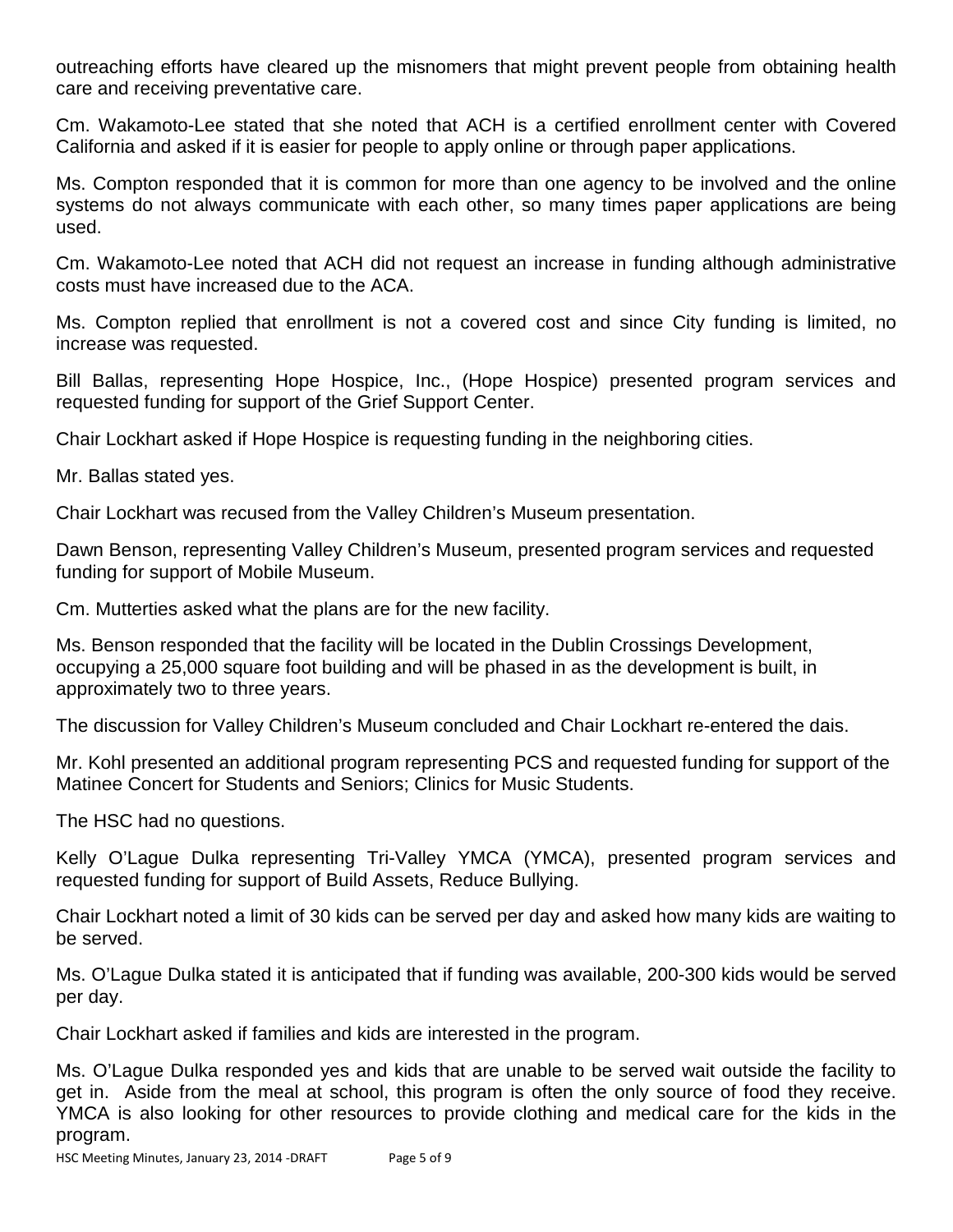outreaching efforts have cleared up the misnomers that might prevent people from obtaining health care and receiving preventative care.

Cm. Wakamoto-Lee stated that she noted that ACH is a certified enrollment center with Covered California and asked if it is easier for people to apply online or through paper applications.

Ms. Compton responded that it is common for more than one agency to be involved and the online systems do not always communicate with each other, so many times paper applications are being used.

Cm. Wakamoto-Lee noted that ACH did not request an increase in funding although administrative costs must have increased due to the ACA.

Ms. Compton replied that enrollment is not a covered cost and since City funding is limited, no increase was requested.

Bill Ballas, representing Hope Hospice, Inc., (Hope Hospice) presented program services and requested funding for support of the Grief Support Center.

Chair Lockhart asked if Hope Hospice is requesting funding in the neighboring cities.

Mr. Ballas stated yes.

Chair Lockhart was recused from the Valley Children's Museum presentation.

Dawn Benson, representing Valley Children's Museum, presented program services and requested funding for support of Mobile Museum.

Cm. Mutterties asked what the plans are for the new facility.

Ms. Benson responded that the facility will be located in the Dublin Crossings Development, occupying a 25,000 square foot building and will be phased in as the development is built, in approximately two to three years.

The discussion for Valley Children's Museum concluded and Chair Lockhart re-entered the dais.

Mr. Kohl presented an additional program representing PCS and requested funding for support of the Matinee Concert for Students and Seniors; Clinics for Music Students.

The HSC had no questions.

Kelly O'Lague Dulka representing Tri-Valley YMCA (YMCA), presented program services and requested funding for support of Build Assets, Reduce Bullying.

Chair Lockhart noted a limit of 30 kids can be served per day and asked how many kids are waiting to be served.

Ms. O'Lague Dulka stated it is anticipated that if funding was available, 200-300 kids would be served per day.

Chair Lockhart asked if families and kids are interested in the program.

Ms. O'Lague Dulka responded yes and kids that are unable to be served wait outside the facility to get in. Aside from the meal at school, this program is often the only source of food they receive. YMCA is also looking for other resources to provide clothing and medical care for the kids in the program.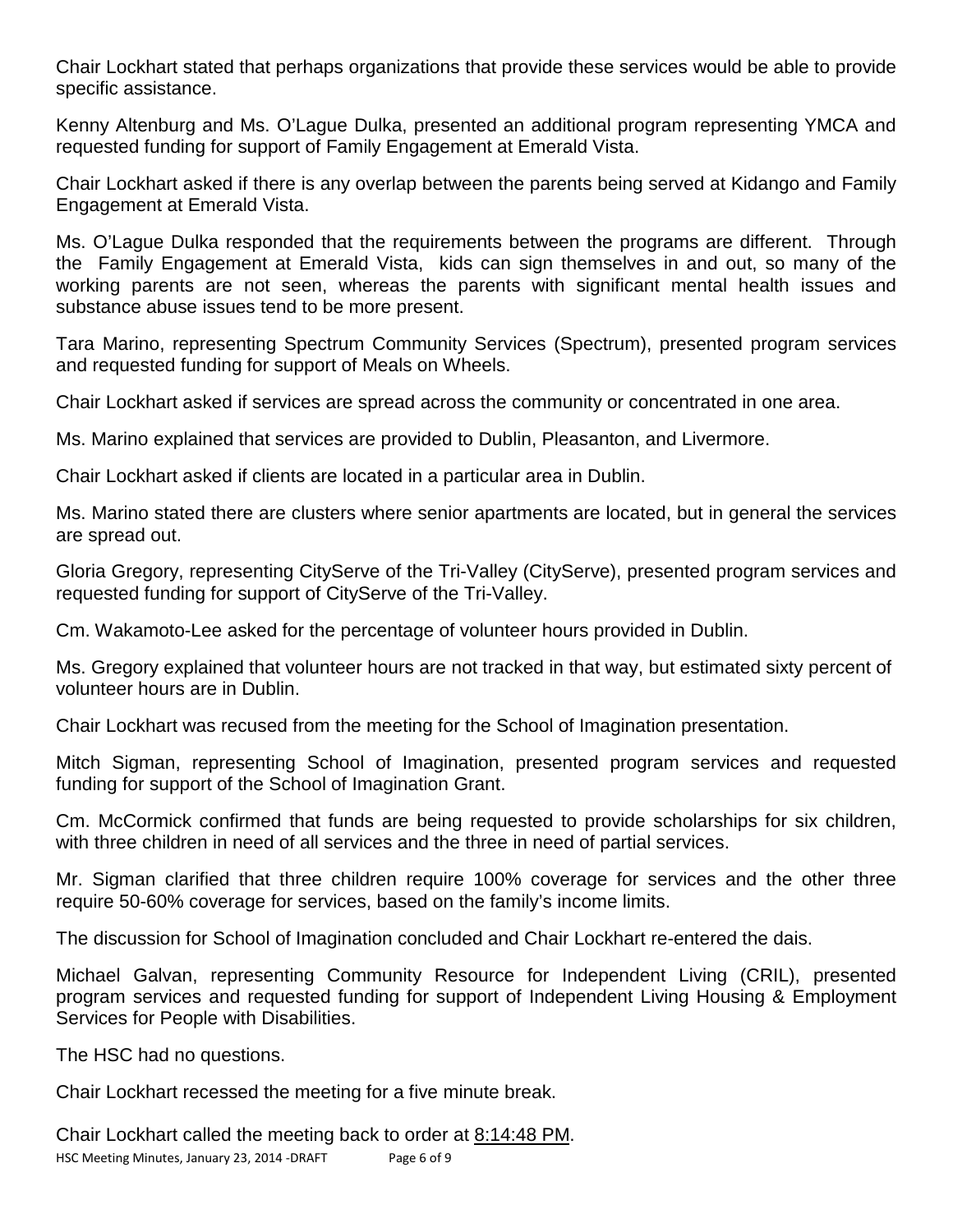Chair Lockhart stated that perhaps organizations that provide these services would be able to provide specific assistance.

Kenny Altenburg and Ms. O'Lague Dulka, presented an additional program representing YMCA and requested funding for support of Family Engagement at Emerald Vista.

Chair Lockhart asked if there is any overlap between the parents being served at Kidango and Family Engagement at Emerald Vista.

Ms. O'Lague Dulka responded that the requirements between the programs are different. Through the Family Engagement at Emerald Vista, kids can sign themselves in and out, so many of the working parents are not seen, whereas the parents with significant mental health issues and substance abuse issues tend to be more present.

Tara Marino, representing Spectrum Community Services (Spectrum), presented program services and requested funding for support of Meals on Wheels.

Chair Lockhart asked if services are spread across the community or concentrated in one area.

Ms. Marino explained that services are provided to Dublin, Pleasanton, and Livermore.

Chair Lockhart asked if clients are located in a particular area in Dublin.

Ms. Marino stated there are clusters where senior apartments are located, but in general the services are spread out.

Gloria Gregory, representing CityServe of the Tri-Valley (CityServe), presented program services and requested funding for support of CityServe of the Tri-Valley.

Cm. Wakamoto-Lee asked for the percentage of volunteer hours provided in Dublin.

Ms. Gregory explained that volunteer hours are not tracked in that way, but estimated sixty percent of volunteer hours are in Dublin.

Chair Lockhart was recused from the meeting for the School of Imagination presentation.

Mitch Sigman, representing School of Imagination, presented program services and requested funding for support of the School of Imagination Grant.

Cm. McCormick confirmed that funds are being requested to provide scholarships for six children, with three children in need of all services and the three in need of partial services.

Mr. Sigman clarified that three children require 100% coverage for services and the other three require 50-60% coverage for services, based on the family's income limits.

The discussion for School of Imagination concluded and Chair Lockhart re-entered the dais.

Michael Galvan, representing Community Resource for Independent Living (CRIL), presented program services and requested funding for support of Independent Living Housing & Employment Services for People with Disabilities.

The HSC had no questions.

Chair Lockhart recessed the meeting for a five minute break.

Chair Lockhart called the meeting back to order at 8:14:48 PM.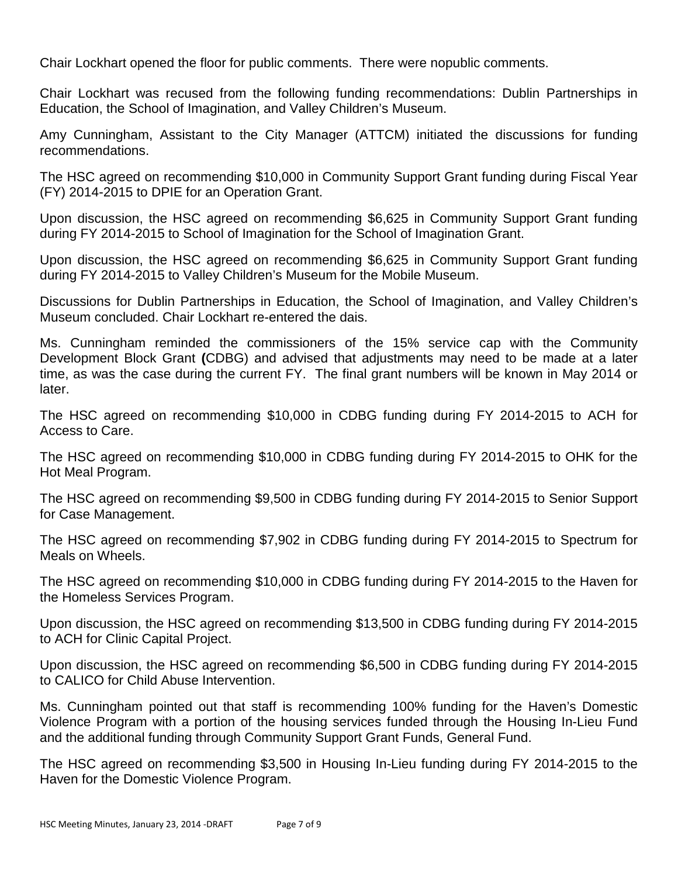Chair Lockhart opened the floor for public comments. There were nopublic comments.

Chair Lockhart was recused from the following funding recommendations: Dublin Partnerships in Education, the School of Imagination, and Valley Children's Museum.

Amy Cunningham, Assistant to the City Manager (ATTCM) initiated the discussions for funding recommendations.

The HSC agreed on recommending $10,000 in Community Support Grant funding during Fiscal Year (FY) 2014-2015 to DPIE for an Operation Grant.

Upon discussion, the HSC agreed on recommending $6,625 in Community Support Grant funding during FY 2014-2015 to School of Imagination for the School of Imagination Grant.

Upon discussion, the HSC agreed on recommending $6,625 in Community Support Grant funding during FY 2014-2015 to Valley Children's Museum for the Mobile Museum.

Discussions for Dublin Partnerships in Education, the School of Imagination, and Valley Children's Museum concluded. Chair Lockhart re-entered the dais.

Ms. Cunningham reminded the commissioners of the 15% service cap with the Community Development Block Grant **(**CDBG) and advised that adjustments may need to be made at a later time, as was the case during the current FY. The final grant numbers will be known in May 2014 or later.

The HSC agreed on recommending $10,000 in CDBG funding during FY 2014-2015 to ACH for Access to Care.

The HSC agreed on recommending $10,000 in CDBG funding during FY 2014-2015 to OHK for the Hot Meal Program.

The HSC agreed on recommending $9,500 in CDBG funding during FY 2014-2015 to Senior Support for Case Management.

The HSC agreed on recommending $7,902 in CDBG funding during FY 2014-2015 to Spectrum for Meals on Wheels.

The HSC agreed on recommending $10,000 in CDBG funding during FY 2014-2015 to the Haven for the Homeless Services Program.

Upon discussion, the HSC agreed on recommending $13,500 in CDBG funding during FY 2014-2015 to ACH for Clinic Capital Project.

Upon discussion, the HSC agreed on recommending $6,500 in CDBG funding during FY 2014-2015 to CALICO for Child Abuse Intervention.

Ms. Cunningham pointed out that staff is recommending 100% funding for the Haven's Domestic Violence Program with a portion of the housing services funded through the Housing In-Lieu Fund and the additional funding through Community Support Grant Funds, General Fund.

The HSC agreed on recommending $3,500 in Housing In-Lieu funding during FY 2014-2015 to the Haven for the Domestic Violence Program.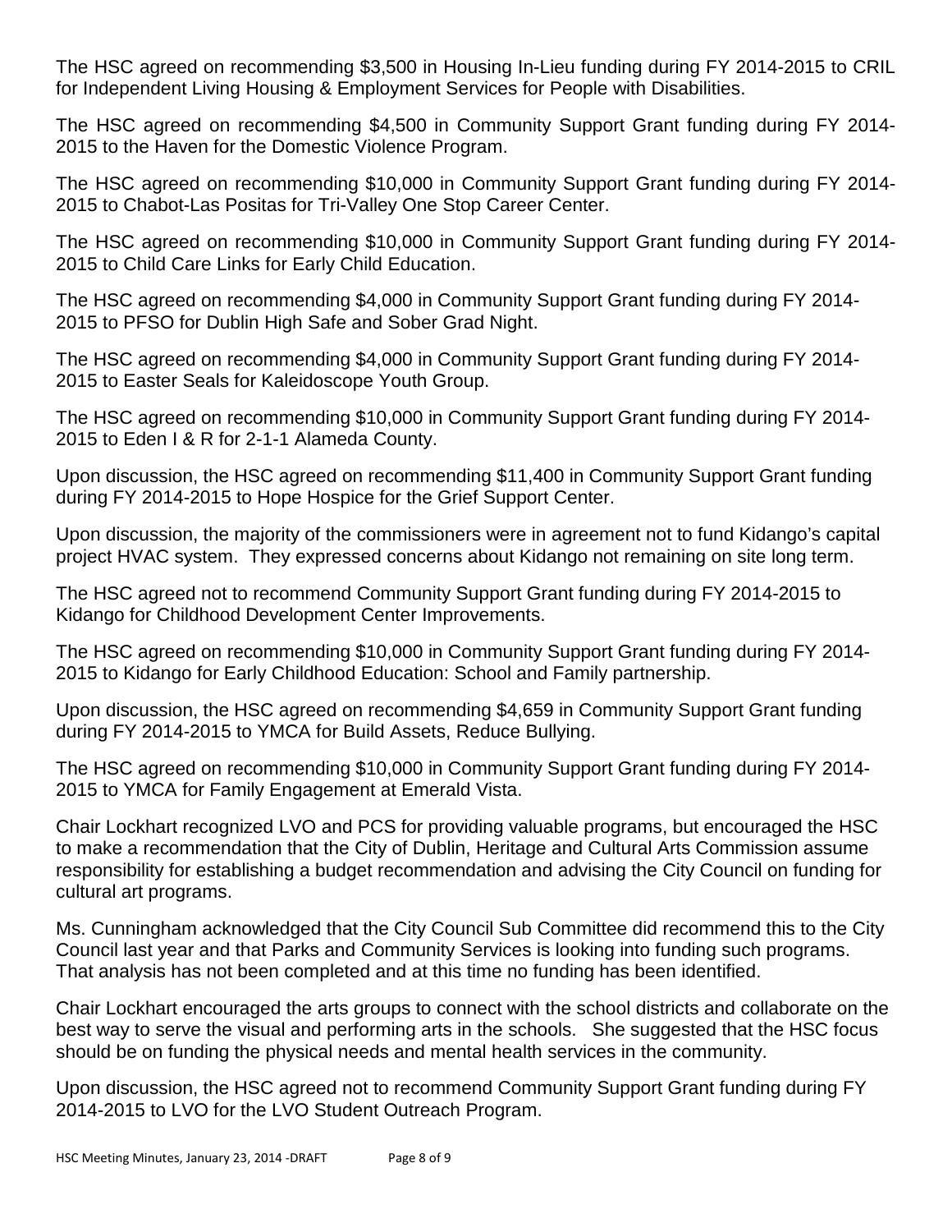The HSC agreed on recommending $3,500 in Housing In-Lieu funding during FY 2014-2015 to CRIL for Independent Living Housing & Employment Services for People with Disabilities.

The HSC agreed on recommending $4,500 in Community Support Grant funding during FY 2014-2015 to the Haven for the Domestic Violence Program.

The HSC agreed on recommending $10,000 in Community Support Grant funding during FY 2014-2015 to Chabot-Las Positas for Tri-Valley One Stop Career Center.

The HSC agreed on recommending $10,000 in Community Support Grant funding during FY 2014-2015 to Child Care Links for Early Child Education.

The HSC agreed on recommending $4,000 in Community Support Grant funding during FY 2014-2015 to PFSO for Dublin High Safe and Sober Grad Night.

The HSC agreed on recommending $4,000 in Community Support Grant funding during FY 2014-2015 to Easter Seals for Kaleidoscope Youth Group.

The HSC agreed on recommending $10,000 in Community Support Grant funding during FY 2014-2015 to Eden I & R for 2-1-1 Alameda County.

Upon discussion, the HSC agreed on recommending $11,400 in Community Support Grant funding during FY 2014-2015 to Hope Hospice for the Grief Support Center.

Upon discussion, the majority of the commissioners were in agreement not to fund Kidango's capital project HVAC system. They expressed concerns about Kidango not remaining on site long term.

The HSC agreed not to recommend Community Support Grant funding during FY 2014-2015 to Kidango for Childhood Development Center Improvements.

The HSC agreed on recommending $10,000 in Community Support Grant funding during FY 2014-2015 to Kidango for Early Childhood Education: School and Family partnership.

Upon discussion, the HSC agreed on recommending $4,659 in Community Support Grant funding during FY 2014-2015 to YMCA for Build Assets, Reduce Bullying.

The HSC agreed on recommending $10,000 in Community Support Grant funding during FY 2014-2015 to YMCA for Family Engagement at Emerald Vista.

Chair Lockhart recognized LVO and PCS for providing valuable programs, but encouraged the HSC to make a recommendation that the City of Dublin, Heritage and Cultural Arts Commission assume responsibility for establishing a budget recommendation and advising the City Council on funding for cultural art programs.

Ms. Cunningham acknowledged that the City Council Sub Committee did recommend this to the City Council last year and that Parks and Community Services is looking into funding such programs. That analysis has not been completed and at this time no funding has been identified.

Chair Lockhart encouraged the arts groups to connect with the school districts and collaborate on the best way to serve the visual and performing arts in the schools. She suggested that the HSC focus should be on funding the physical needs and mental health services in the community.

Upon discussion, the HSC agreed not to recommend Community Support Grant funding during FY 2014-2015 to LVO for the LVO Student Outreach Program.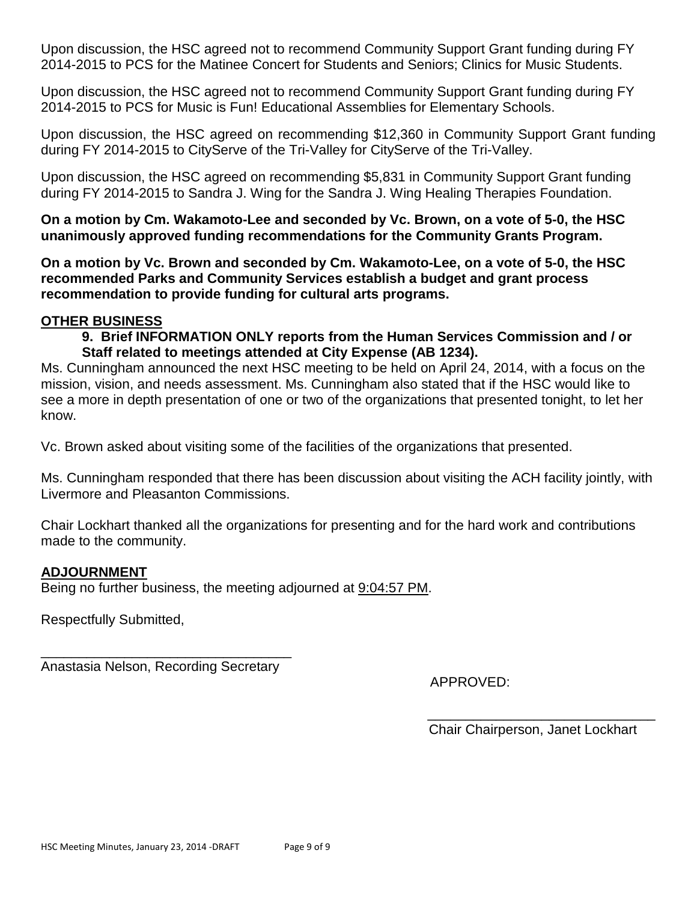Upon discussion, the HSC agreed not to recommend Community Support Grant funding during FY 2014-2015 to PCS for the Matinee Concert for Students and Seniors; Clinics for Music Students.

Upon discussion, the HSC agreed not to recommend Community Support Grant funding during FY 2014-2015 to PCS for Music is Fun! Educational Assemblies for Elementary Schools.

Upon discussion, the HSC agreed on recommending $12,360 in Community Support Grant funding during FY 2014-2015 to CityServe of the Tri-Valley for CityServe of the Tri-Valley.

Upon discussion, the HSC agreed on recommending $5,831 in Community Support Grant funding during FY 2014-2015 to Sandra J. Wing for the Sandra J. Wing Healing Therapies Foundation.

**On a motion by Cm. Wakamoto-Lee and seconded by Vc. Brown, on a vote of 5-0, the HSC unanimously approved funding recommendations for the Community Grants Program.**

**On a motion by Vc. Brown and seconded by Cm. Wakamoto-Lee, on a vote of 5-0, the HSC recommended Parks and Community Services establish a budget and grant process recommendation to provide funding for cultural arts programs.**

## OTHER BUSINESS

**9. Brief INFORMATION ONLY reports from the Human Services Commission and / or Staff related to meetings attended at City Expense (AB 1234).**

Ms. Cunningham announced the next HSC meeting to be held on April 24, 2014, with a focus on the mission, vision, and needs assessment. Ms. Cunningham also stated that if the HSC would like to see a more in depth presentation of one or two of the organizations that presented tonight, to let her know.

Vc. Brown asked about visiting some of the facilities of the organizations that presented.

Ms. Cunningham responded that there has been discussion about visiting the ACH facility jointly, with Livermore and Pleasanton Commissions.

Chair Lockhart thanked all the organizations for presenting and for the hard work and contributions made to the community.

## ADJOURNMENT

Being no further business, the meeting adjourned at 9:04:57 PM.

Respectfully Submitted,

___________________________________
Anastasia Nelson, Recording Secretary

APPROVED:

______________________________
Chair Chairperson, Janet Lockhart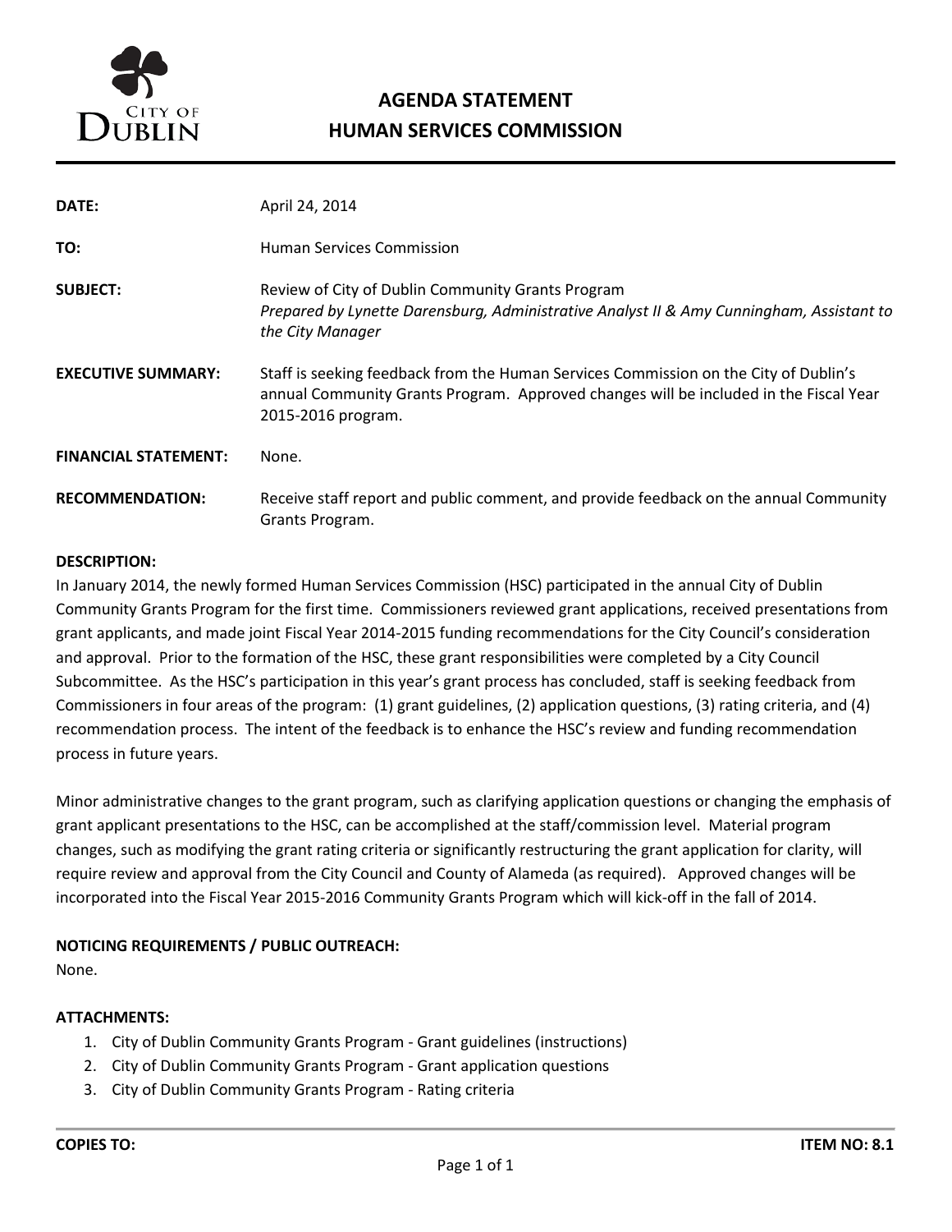# AGENDA STATEMENT
# HUMAN SERVICES COMMISSION

CITY OF DUBLIN

| | |
|---|---|
| **DATE:** | April 24, 2014 |
| **TO:** | Human Services Commission |
| **SUBJECT:** | Review of City of Dublin Community Grants Program<br>*Prepared by Lynette Darensburg, Administrative Analyst II & Amy Cunningham, Assistant to the City Manager* |
| **EXECUTIVE SUMMARY:** | Staff is seeking feedback from the Human Services Commission on the City of Dublin's annual Community Grants Program. Approved changes will be included in the Fiscal Year 2015-2016 program. |
| **FINANCIAL STATEMENT:** | None. |
| **RECOMMENDATION:** | Receive staff report and public comment, and provide feedback on the annual Community Grants Program. |

**DESCRIPTION:**

In January 2014, the newly formed Human Services Commission (HSC) participated in the annual City of Dublin Community Grants Program for the first time. Commissioners reviewed grant applications, received presentations from grant applicants, and made joint Fiscal Year 2014-2015 funding recommendations for the City Council's consideration and approval. Prior to the formation of the HSC, these grant responsibilities were completed by a City Council Subcommittee. As the HSC's participation in this year's grant process has concluded, staff is seeking feedback from Commissioners in four areas of the program: (1) grant guidelines, (2) application questions, (3) rating criteria, and (4) recommendation process. The intent of the feedback is to enhance the HSC's review and funding recommendation process in future years.

Minor administrative changes to the grant program, such as clarifying application questions or changing the emphasis of grant applicant presentations to the HSC, can be accomplished at the staff/commission level. Material program changes, such as modifying the grant rating criteria or significantly restructuring the grant application for clarity, will require review and approval from the City Council and County of Alameda (as required). Approved changes will be incorporated into the Fiscal Year 2015-2016 Community Grants Program which will kick-off in the fall of 2014.

**NOTICING REQUIREMENTS / PUBLIC OUTREACH:**

None.

**ATTACHMENTS:**

1. City of Dublin Community Grants Program - Grant guidelines (instructions)
2. City of Dublin Community Grants Program - Grant application questions
3. City of Dublin Community Grants Program - Rating criteria

**COPIES TO:** **ITEM NO: 8.1**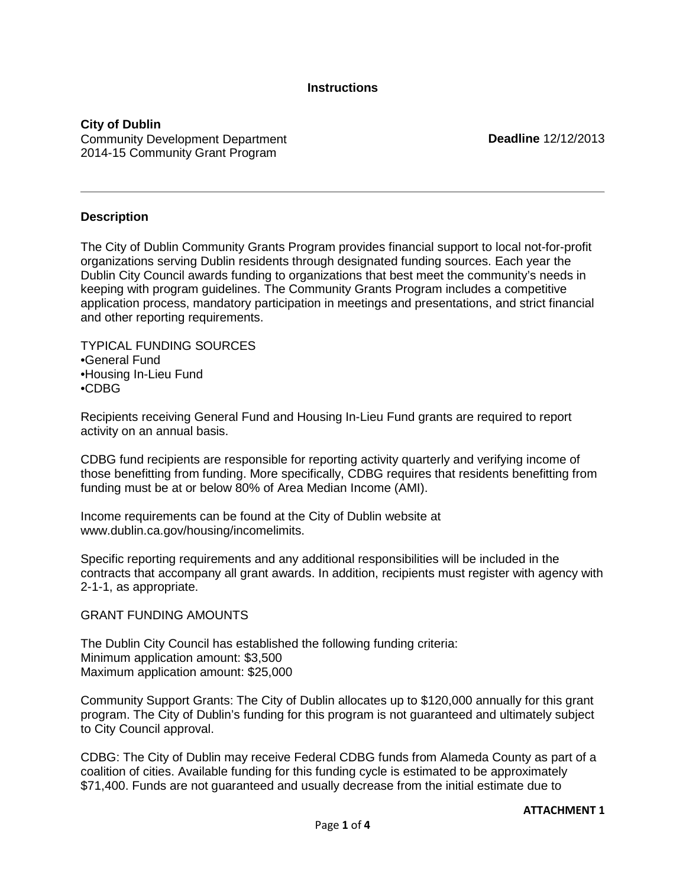**Instructions**

**City of Dublin**
Community Development Department
2014-15 Community Grant Program

**Deadline** 12/12/2013

---

**Description**

The City of Dublin Community Grants Program provides financial support to local not-for-profit organizations serving Dublin residents through designated funding sources. Each year the Dublin City Council awards funding to organizations that best meet the community's needs in keeping with program guidelines. The Community Grants Program includes a competitive application process, mandatory participation in meetings and presentations, and strict financial and other reporting requirements.

TYPICAL FUNDING SOURCES
•General Fund
•Housing In-Lieu Fund
•CDBG

Recipients receiving General Fund and Housing In-Lieu Fund grants are required to report activity on an annual basis.

CDBG fund recipients are responsible for reporting activity quarterly and verifying income of those benefitting from funding. More specifically, CDBG requires that residents benefitting from funding must be at or below 80% of Area Median Income (AMI).

Income requirements can be found at the City of Dublin website at www.dublin.ca.gov/housing/incomelimits.

Specific reporting requirements and any additional responsibilities will be included in the contracts that accompany all grant awards. In addition, recipients must register with agency with 2-1-1, as appropriate.

GRANT FUNDING AMOUNTS

The Dublin City Council has established the following funding criteria:
Minimum application amount: $3,500
Maximum application amount: $25,000

Community Support Grants: The City of Dublin allocates up to $120,000 annually for this grant program. The City of Dublin's funding for this program is not guaranteed and ultimately subject to City Council approval.

CDBG: The City of Dublin may receive Federal CDBG funds from Alameda County as part of a coalition of cities. Available funding for this funding cycle is estimated to be approximately $71,400. Funds are not guaranteed and usually decrease from the initial estimate due to

**ATTACHMENT 1**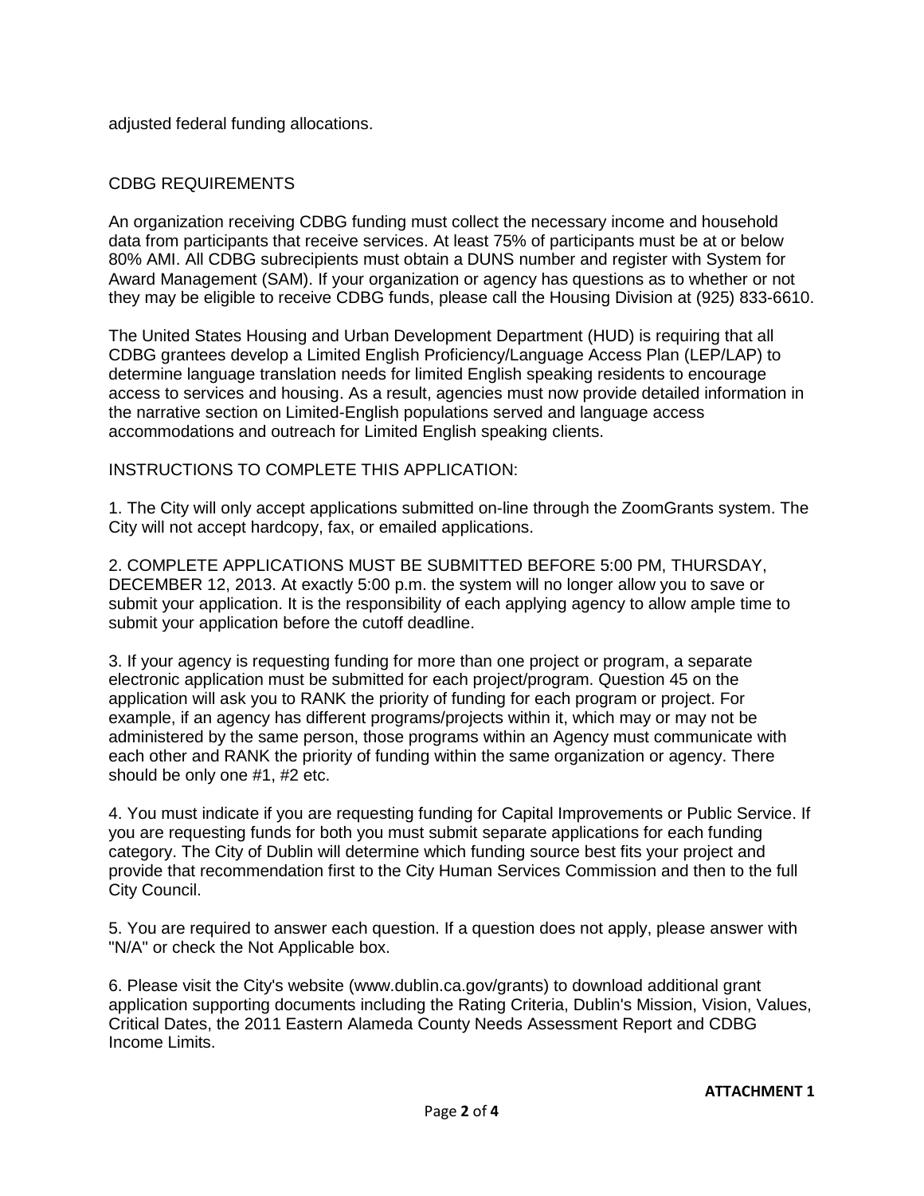adjusted federal funding allocations.

## CDBG REQUIREMENTS

An organization receiving CDBG funding must collect the necessary income and household data from participants that receive services. At least 75% of participants must be at or below 80% AMI. All CDBG subrecipients must obtain a DUNS number and register with System for Award Management (SAM). If your organization or agency has questions as to whether or not they may be eligible to receive CDBG funds, please call the Housing Division at (925) 833-6610.

The United States Housing and Urban Development Department (HUD) is requiring that all CDBG grantees develop a Limited English Proficiency/Language Access Plan (LEP/LAP) to determine language translation needs for limited English speaking residents to encourage access to services and housing. As a result, agencies must now provide detailed information in the narrative section on Limited-English populations served and language access accommodations and outreach for Limited English speaking clients.

## INSTRUCTIONS TO COMPLETE THIS APPLICATION:

1. The City will only accept applications submitted on-line through the ZoomGrants system. The City will not accept hardcopy, fax, or emailed applications.

2. COMPLETE APPLICATIONS MUST BE SUBMITTED BEFORE 5:00 PM, THURSDAY, DECEMBER 12, 2013. At exactly 5:00 p.m. the system will no longer allow you to save or submit your application. It is the responsibility of each applying agency to allow ample time to submit your application before the cutoff deadline.

3. If your agency is requesting funding for more than one project or program, a separate electronic application must be submitted for each project/program. Question 45 on the application will ask you to RANK the priority of funding for each program or project. For example, if an agency has different programs/projects within it, which may or may not be administered by the same person, those programs within an Agency must communicate with each other and RANK the priority of funding within the same organization or agency. There should be only one #1, #2 etc.

4. You must indicate if you are requesting funding for Capital Improvements or Public Service. If you are requesting funds for both you must submit separate applications for each funding category. The City of Dublin will determine which funding source best fits your project and provide that recommendation first to the City Human Services Commission and then to the full City Council.

5. You are required to answer each question. If a question does not apply, please answer with "N/A" or check the Not Applicable box.

6. Please visit the City's website (www.dublin.ca.gov/grants) to download additional grant application supporting documents including the Rating Criteria, Dublin's Mission, Vision, Values, Critical Dates, the 2011 Eastern Alameda County Needs Assessment Report and CDBG Income Limits.

**ATTACHMENT 1**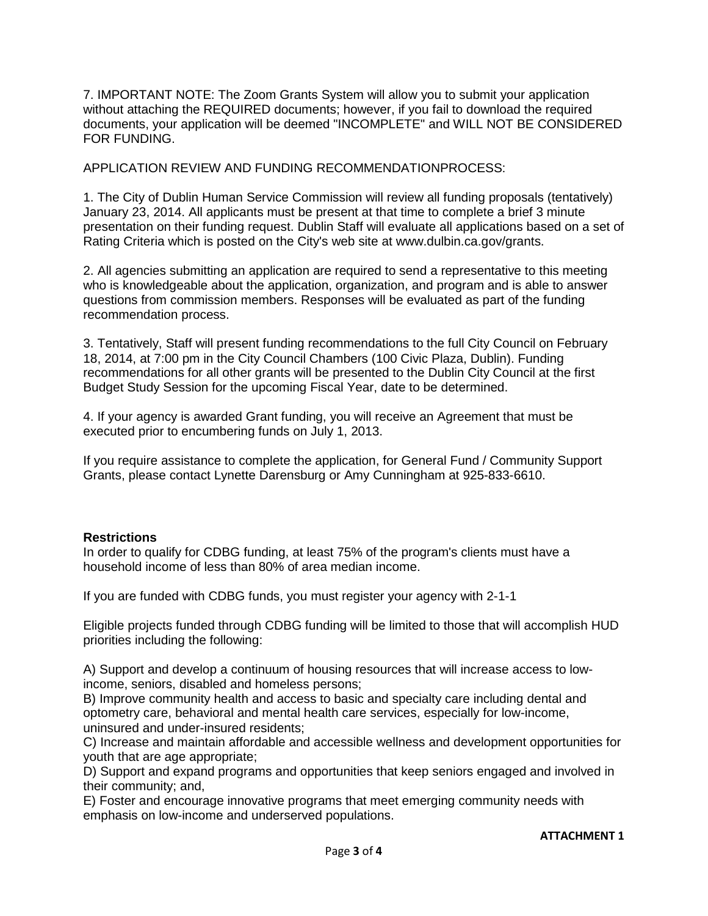7. IMPORTANT NOTE: The Zoom Grants System will allow you to submit your application without attaching the REQUIRED documents; however, if you fail to download the required documents, your application will be deemed "INCOMPLETE" and WILL NOT BE CONSIDERED FOR FUNDING.

APPLICATION REVIEW AND FUNDING RECOMMENDATIONPROCESS:

1. The City of Dublin Human Service Commission will review all funding proposals (tentatively) January 23, 2014. All applicants must be present at that time to complete a brief 3 minute presentation on their funding request. Dublin Staff will evaluate all applications based on a set of Rating Criteria which is posted on the City's web site at www.dulbin.ca.gov/grants.

2. All agencies submitting an application are required to send a representative to this meeting who is knowledgeable about the application, organization, and program and is able to answer questions from commission members. Responses will be evaluated as part of the funding recommendation process.

3. Tentatively, Staff will present funding recommendations to the full City Council on February 18, 2014, at 7:00 pm in the City Council Chambers (100 Civic Plaza, Dublin). Funding recommendations for all other grants will be presented to the Dublin City Council at the first Budget Study Session for the upcoming Fiscal Year, date to be determined.

4. If your agency is awarded Grant funding, you will receive an Agreement that must be executed prior to encumbering funds on July 1, 2013.

If you require assistance to complete the application, for General Fund / Community Support Grants, please contact Lynette Darensburg or Amy Cunningham at 925-833-6610.

**Restrictions**

In order to qualify for CDBG funding, at least 75% of the program's clients must have a household income of less than 80% of area median income.

If you are funded with CDBG funds, you must register your agency with 2-1-1

Eligible projects funded through CDBG funding will be limited to those that will accomplish HUD priorities including the following:

A) Support and develop a continuum of housing resources that will increase access to low-income, seniors, disabled and homeless persons;
B) Improve community health and access to basic and specialty care including dental and optometry care, behavioral and mental health care services, especially for low-income, uninsured and under-insured residents;
C) Increase and maintain affordable and accessible wellness and development opportunities for youth that are age appropriate;
D) Support and expand programs and opportunities that keep seniors engaged and involved in their community; and,
E) Foster and encourage innovative programs that meet emerging community needs with emphasis on low-income and underserved populations.

**ATTACHMENT 1**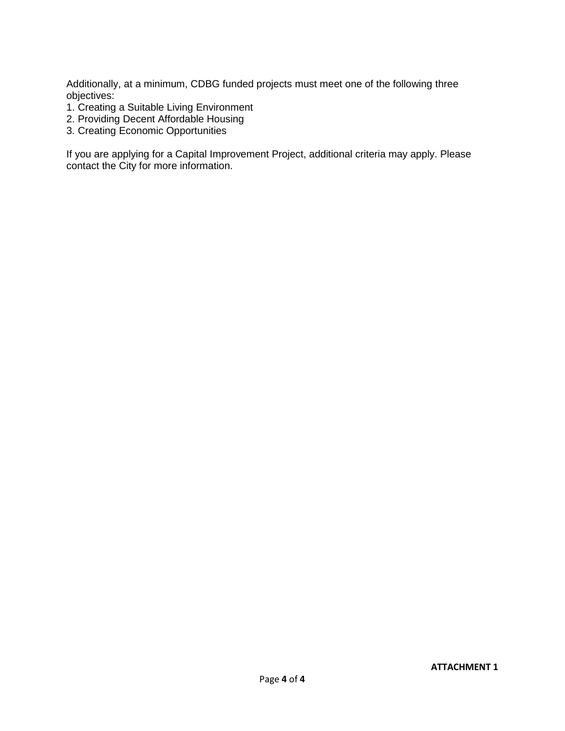Additionally, at a minimum, CDBG funded projects must meet one of the following three objectives:

1. Creating a Suitable Living Environment
2. Providing Decent Affordable Housing
3. Creating Economic Opportunities

If you are applying for a Capital Improvement Project, additional criteria may apply. Please contact the City for more information.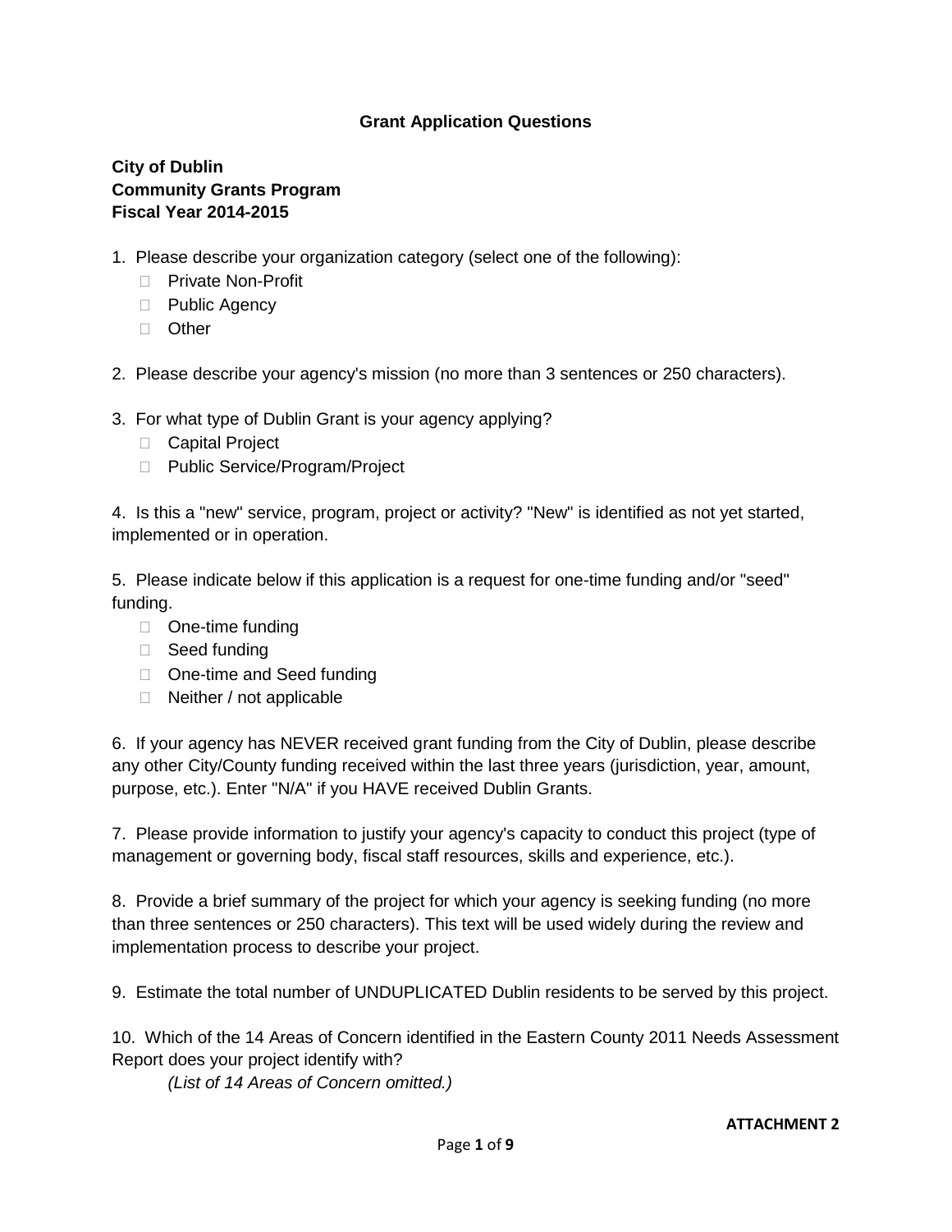## Grant Application Questions

**City of Dublin**
**Community Grants Program**
**Fiscal Year 2014-2015**

1. Please describe your organization category (select one of the following):
   - Private Non-Profit
   - Public Agency
   - Other

2. Please describe your agency's mission (no more than 3 sentences or 250 characters).

3. For what type of Dublin Grant is your agency applying?
   - Capital Project
   - Public Service/Program/Project

4. Is this a "new" service, program, project or activity? "New" is identified as not yet started, implemented or in operation.

5. Please indicate below if this application is a request for one-time funding and/or "seed" funding.
   - One-time funding
   - Seed funding
   - One-time and Seed funding
   - Neither / not applicable

6. If your agency has NEVER received grant funding from the City of Dublin, please describe any other City/County funding received within the last three years (jurisdiction, year, amount, purpose, etc.). Enter "N/A" if you HAVE received Dublin Grants.

7. Please provide information to justify your agency's capacity to conduct this project (type of management or governing body, fiscal staff resources, skills and experience, etc.).

8. Provide a brief summary of the project for which your agency is seeking funding (no more than three sentences or 250 characters). This text will be used widely during the review and implementation process to describe your project.

9. Estimate the total number of UNDUPLICATED Dublin residents to be served by this project.

10. Which of the 14 Areas of Concern identified in the Eastern County 2011 Needs Assessment Report does your project identify with?

    *(List of 14 Areas of Concern omitted.)*

**ATTACHMENT 2**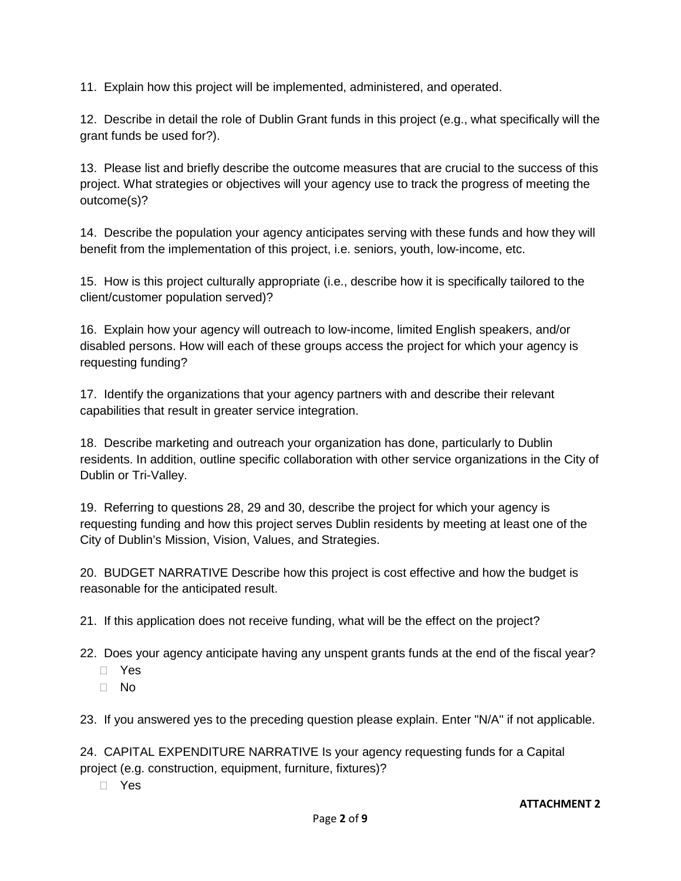11. Explain how this project will be implemented, administered, and operated.

12. Describe in detail the role of Dublin Grant funds in this project (e.g., what specifically will the grant funds be used for?).

13. Please list and briefly describe the outcome measures that are crucial to the success of this project. What strategies or objectives will your agency use to track the progress of meeting the outcome(s)?

14. Describe the population your agency anticipates serving with these funds and how they will benefit from the implementation of this project, i.e. seniors, youth, low-income, etc.

15. How is this project culturally appropriate (i.e., describe how it is specifically tailored to the client/customer population served)?

16. Explain how your agency will outreach to low-income, limited English speakers, and/or disabled persons. How will each of these groups access the project for which your agency is requesting funding?

17. Identify the organizations that your agency partners with and describe their relevant capabilities that result in greater service integration.

18. Describe marketing and outreach your organization has done, particularly to Dublin residents. In addition, outline specific collaboration with other service organizations in the City of Dublin or Tri-Valley.

19. Referring to questions 28, 29 and 30, describe the project for which your agency is requesting funding and how this project serves Dublin residents by meeting at least one of the City of Dublin's Mission, Vision, Values, and Strategies.

20. BUDGET NARRATIVE Describe how this project is cost effective and how the budget is reasonable for the anticipated result.

21. If this application does not receive funding, what will be the effect on the project?

22. Does your agency anticipate having any unspent grants funds at the end of the fiscal year?

- ☐ Yes
- ☐ No

23. If you answered yes to the preceding question please explain. Enter "N/A" if not applicable.

24. CAPITAL EXPENDITURE NARRATIVE Is your agency requesting funds for a Capital project (e.g. construction, equipment, furniture, fixtures)?

- ☐ Yes

**ATTACHMENT 2**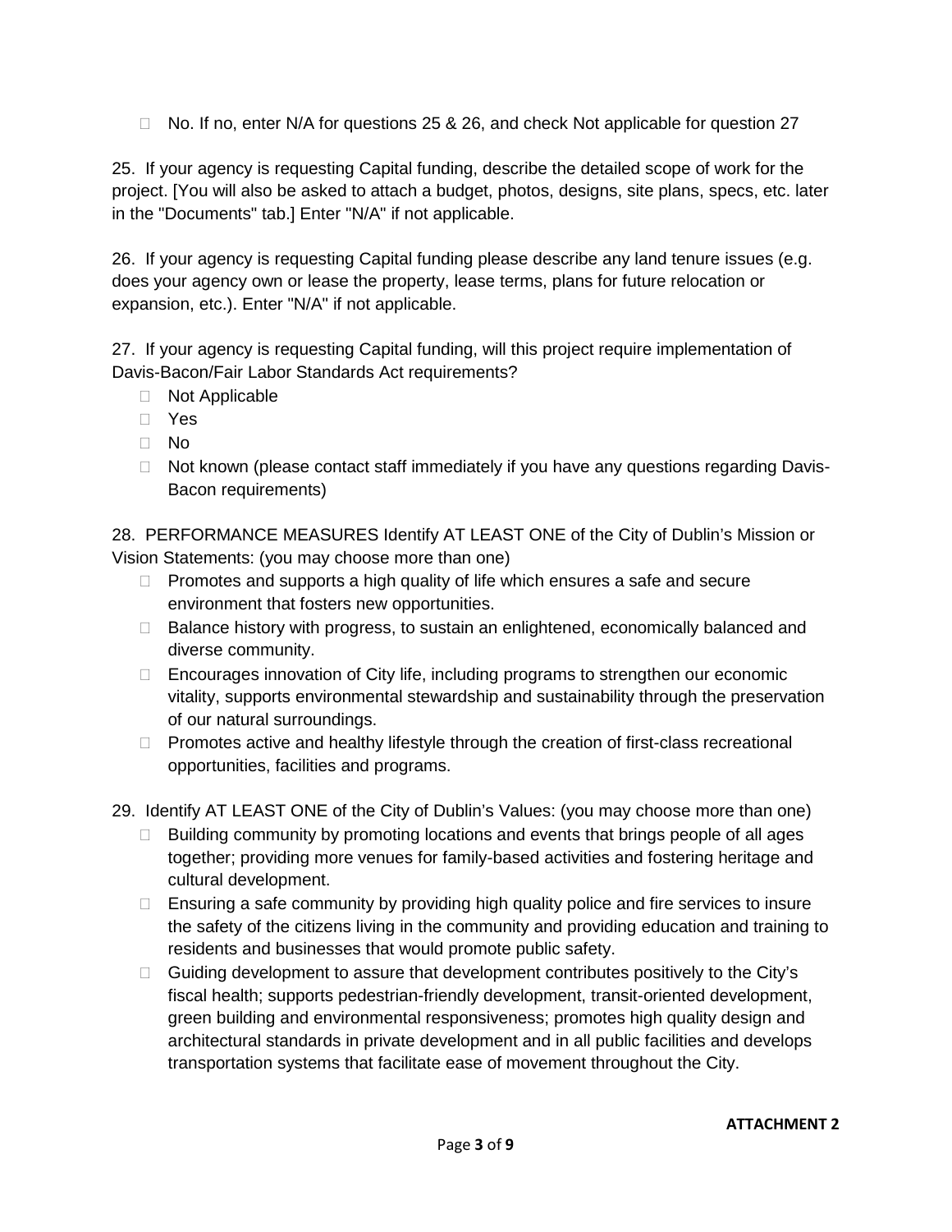- ☐ No. If no, enter N/A for questions 25 & 26, and check Not applicable for question 27

25. If your agency is requesting Capital funding, describe the detailed scope of work for the project. [You will also be asked to attach a budget, photos, designs, site plans, specs, etc. later in the "Documents" tab.] Enter "N/A" if not applicable.

26. If your agency is requesting Capital funding please describe any land tenure issues (e.g. does your agency own or lease the property, lease terms, plans for future relocation or expansion, etc.). Enter "N/A" if not applicable.

27. If your agency is requesting Capital funding, will this project require implementation of Davis-Bacon/Fair Labor Standards Act requirements?

- ☐ Not Applicable
- ☐ Yes
- ☐ No
- ☐ Not known (please contact staff immediately if you have any questions regarding Davis-Bacon requirements)

28. PERFORMANCE MEASURES Identify AT LEAST ONE of the City of Dublin's Mission or Vision Statements: (you may choose more than one)

- ☐ Promotes and supports a high quality of life which ensures a safe and secure environment that fosters new opportunities.
- ☐ Balance history with progress, to sustain an enlightened, economically balanced and diverse community.
- ☐ Encourages innovation of City life, including programs to strengthen our economic vitality, supports environmental stewardship and sustainability through the preservation of our natural surroundings.
- ☐ Promotes active and healthy lifestyle through the creation of first-class recreational opportunities, facilities and programs.

29. Identify AT LEAST ONE of the City of Dublin's Values: (you may choose more than one)

- ☐ Building community by promoting locations and events that brings people of all ages together; providing more venues for family-based activities and fostering heritage and cultural development.
- ☐ Ensuring a safe community by providing high quality police and fire services to insure the safety of the citizens living in the community and providing education and training to residents and businesses that would promote public safety.
- ☐ Guiding development to assure that development contributes positively to the City's fiscal health; supports pedestrian-friendly development, transit-oriented development, green building and environmental responsiveness; promotes high quality design and architectural standards in private development and in all public facilities and develops transportation systems that facilitate ease of movement throughout the City.

**ATTACHMENT 2**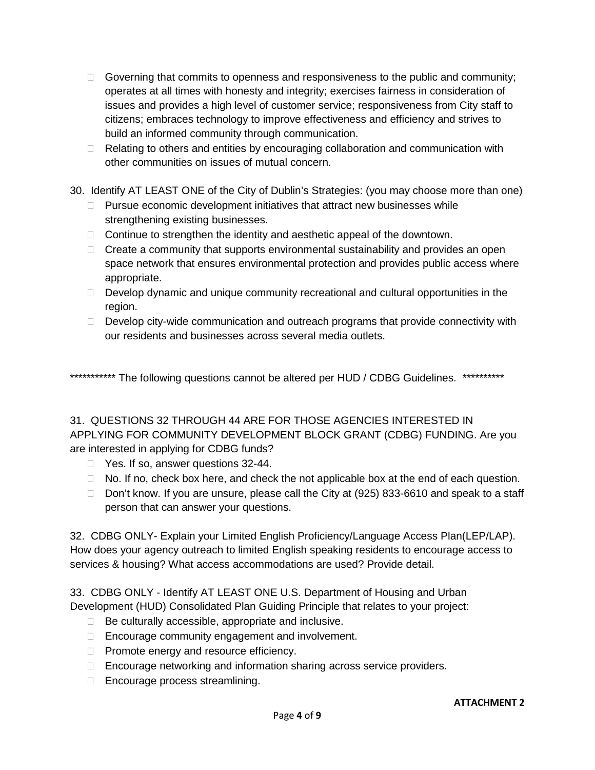- ☐ Governing that commits to openness and responsiveness to the public and community; operates at all times with honesty and integrity; exercises fairness in consideration of issues and provides a high level of customer service; responsiveness from City staff to citizens; embraces technology to improve effectiveness and efficiency and strives to build an informed community through communication.
- ☐ Relating to others and entities by encouraging collaboration and communication with other communities on issues of mutual concern.

30. Identify AT LEAST ONE of the City of Dublin's Strategies: (you may choose more than one)
    - ☐ Pursue economic development initiatives that attract new businesses while strengthening existing businesses.
    - ☐ Continue to strengthen the identity and aesthetic appeal of the downtown.
    - ☐ Create a community that supports environmental sustainability and provides an open space network that ensures environmental protection and provides public access where appropriate.
    - ☐ Develop dynamic and unique community recreational and cultural opportunities in the region.
    - ☐ Develop city-wide communication and outreach programs that provide connectivity with our residents and businesses across several media outlets.

*********** The following questions cannot be altered per HUD / CDBG Guidelines. **********

31. QUESTIONS 32 THROUGH 44 ARE FOR THOSE AGENCIES INTERESTED IN APPLYING FOR COMMUNITY DEVELOPMENT BLOCK GRANT (CDBG) FUNDING. Are you are interested in applying for CDBG funds?
    - ☐ Yes. If so, answer questions 32-44.
    - ☐ No. If no, check box here, and check the not applicable box at the end of each question.
    - ☐ Don't know. If you are unsure, please call the City at (925) 833-6610 and speak to a staff person that can answer your questions.

32. CDBG ONLY- Explain your Limited English Proficiency/Language Access Plan(LEP/LAP). How does your agency outreach to limited English speaking residents to encourage access to services & housing? What access accommodations are used? Provide detail.

33. CDBG ONLY - Identify AT LEAST ONE U.S. Department of Housing and Urban Development (HUD) Consolidated Plan Guiding Principle that relates to your project:
    - ☐ Be culturally accessible, appropriate and inclusive.
    - ☐ Encourage community engagement and involvement.
    - ☐ Promote energy and resource efficiency.
    - ☐ Encourage networking and information sharing across service providers.
    - ☐ Encourage process streamlining.

**ATTACHMENT 2**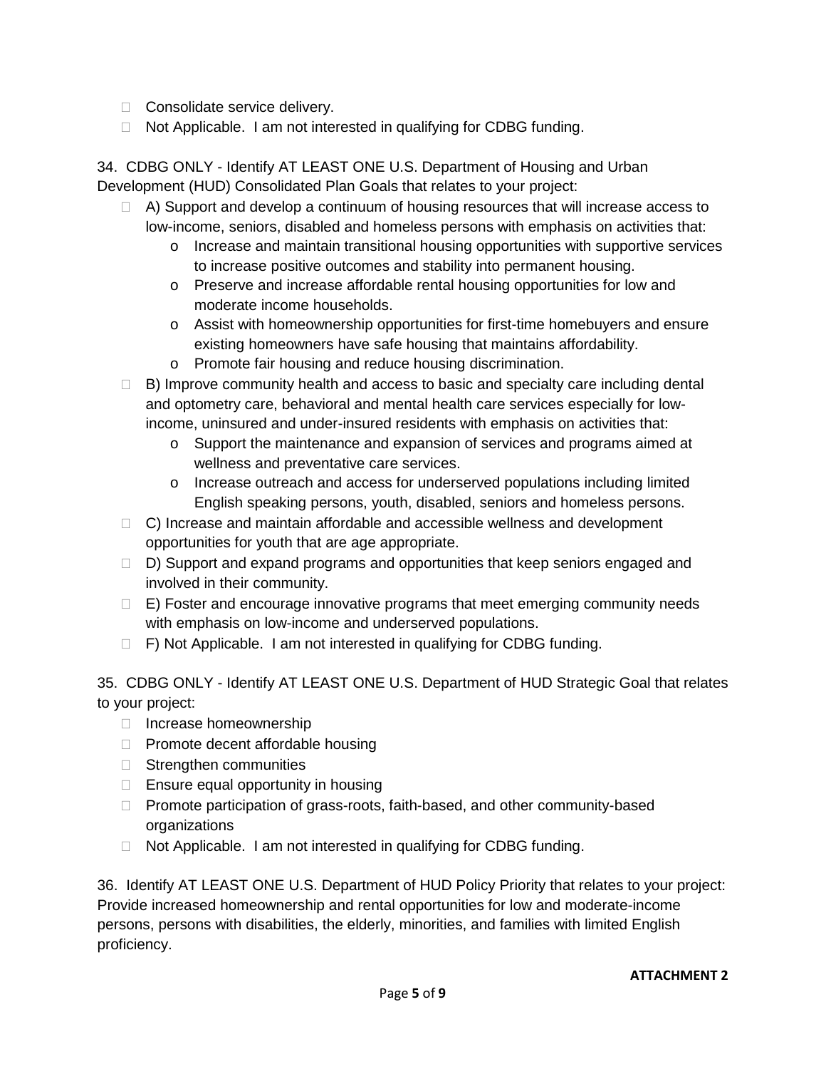- Consolidate service delivery.
- Not Applicable. I am not interested in qualifying for CDBG funding.

34. CDBG ONLY - Identify AT LEAST ONE U.S. Department of Housing and Urban Development (HUD) Consolidated Plan Goals that relates to your project:

- A) Support and develop a continuum of housing resources that will increase access to low-income, seniors, disabled and homeless persons with emphasis on activities that:
    - Increase and maintain transitional housing opportunities with supportive services to increase positive outcomes and stability into permanent housing.
    - Preserve and increase affordable rental housing opportunities for low and moderate income households.
    - Assist with homeownership opportunities for first-time homebuyers and ensure existing homeowners have safe housing that maintains affordability.
    - Promote fair housing and reduce housing discrimination.
- B) Improve community health and access to basic and specialty care including dental and optometry care, behavioral and mental health care services especially for low-income, uninsured and under-insured residents with emphasis on activities that:
    - Support the maintenance and expansion of services and programs aimed at wellness and preventative care services.
    - Increase outreach and access for underserved populations including limited English speaking persons, youth, disabled, seniors and homeless persons.
- C) Increase and maintain affordable and accessible wellness and development opportunities for youth that are age appropriate.
- D) Support and expand programs and opportunities that keep seniors engaged and involved in their community.
- E) Foster and encourage innovative programs that meet emerging community needs with emphasis on low-income and underserved populations.
- F) Not Applicable. I am not interested in qualifying for CDBG funding.

35. CDBG ONLY - Identify AT LEAST ONE U.S. Department of HUD Strategic Goal that relates to your project:

- Increase homeownership
- Promote decent affordable housing
- Strengthen communities
- Ensure equal opportunity in housing
- Promote participation of grass-roots, faith-based, and other community-based organizations
- Not Applicable. I am not interested in qualifying for CDBG funding.

36. Identify AT LEAST ONE U.S. Department of HUD Policy Priority that relates to your project: Provide increased homeownership and rental opportunities for low and moderate-income persons, persons with disabilities, the elderly, minorities, and families with limited English proficiency.

**ATTACHMENT 2**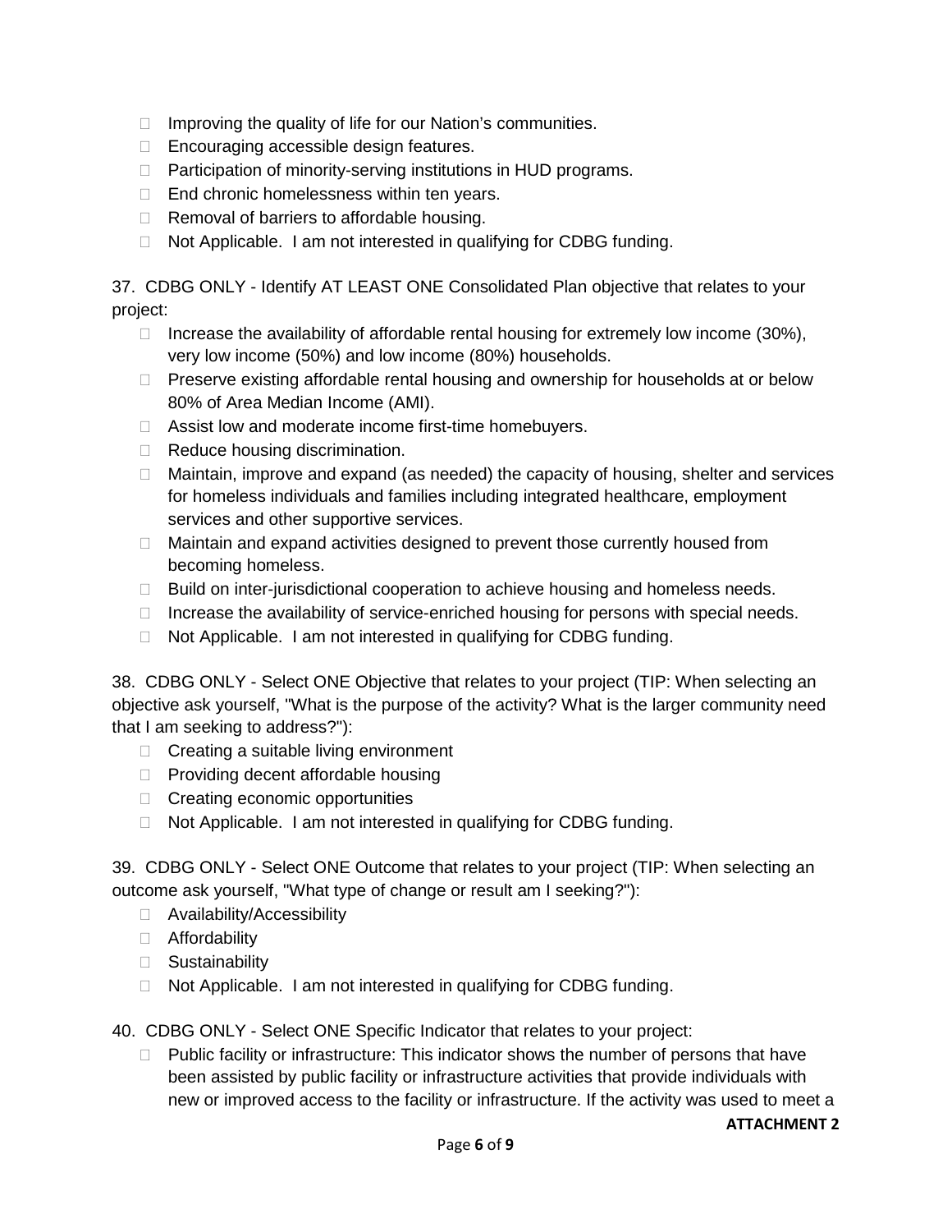- Improving the quality of life for our Nation's communities.
- Encouraging accessible design features.
- Participation of minority-serving institutions in HUD programs.
- End chronic homelessness within ten years.
- Removal of barriers to affordable housing.
- Not Applicable. I am not interested in qualifying for CDBG funding.

37. CDBG ONLY - Identify AT LEAST ONE Consolidated Plan objective that relates to your project:

- Increase the availability of affordable rental housing for extremely low income (30%), very low income (50%) and low income (80%) households.
- Preserve existing affordable rental housing and ownership for households at or below 80% of Area Median Income (AMI).
- Assist low and moderate income first-time homebuyers.
- Reduce housing discrimination.
- Maintain, improve and expand (as needed) the capacity of housing, shelter and services for homeless individuals and families including integrated healthcare, employment services and other supportive services.
- Maintain and expand activities designed to prevent those currently housed from becoming homeless.
- Build on inter-jurisdictional cooperation to achieve housing and homeless needs.
- Increase the availability of service-enriched housing for persons with special needs.
- Not Applicable. I am not interested in qualifying for CDBG funding.

38. CDBG ONLY - Select ONE Objective that relates to your project (TIP: When selecting an objective ask yourself, "What is the purpose of the activity? What is the larger community need that I am seeking to address?"):

- Creating a suitable living environment
- Providing decent affordable housing
- Creating economic opportunities
- Not Applicable. I am not interested in qualifying for CDBG funding.

39. CDBG ONLY - Select ONE Outcome that relates to your project (TIP: When selecting an outcome ask yourself, "What type of change or result am I seeking?"):

- Availability/Accessibility
- Affordability
- Sustainability
- Not Applicable. I am not interested in qualifying for CDBG funding.

40. CDBG ONLY - Select ONE Specific Indicator that relates to your project:

- Public facility or infrastructure: This indicator shows the number of persons that have been assisted by public facility or infrastructure activities that provide individuals with new or improved access to the facility or infrastructure. If the activity was used to meet a

**ATTACHMENT 2**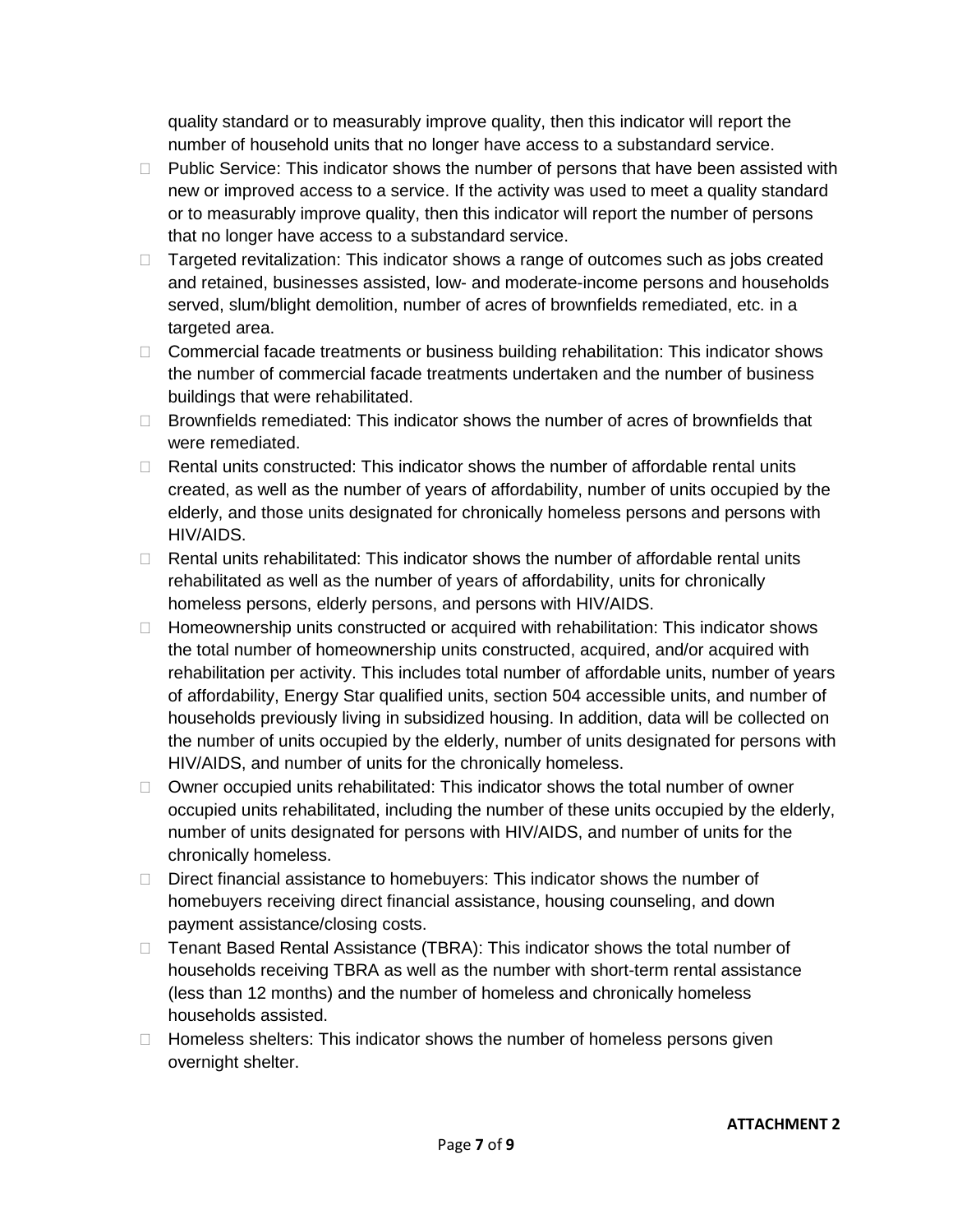quality standard or to measurably improve quality, then this indicator will report the number of household units that no longer have access to a substandard service.

- Public Service: This indicator shows the number of persons that have been assisted with new or improved access to a service. If the activity was used to meet a quality standard or to measurably improve quality, then this indicator will report the number of persons that no longer have access to a substandard service.
- Targeted revitalization: This indicator shows a range of outcomes such as jobs created and retained, businesses assisted, low- and moderate-income persons and households served, slum/blight demolition, number of acres of brownfields remediated, etc. in a targeted area.
- Commercial facade treatments or business building rehabilitation: This indicator shows the number of commercial facade treatments undertaken and the number of business buildings that were rehabilitated.
- Brownfields remediated: This indicator shows the number of acres of brownfields that were remediated.
- Rental units constructed: This indicator shows the number of affordable rental units created, as well as the number of years of affordability, number of units occupied by the elderly, and those units designated for chronically homeless persons and persons with HIV/AIDS.
- Rental units rehabilitated: This indicator shows the number of affordable rental units rehabilitated as well as the number of years of affordability, units for chronically homeless persons, elderly persons, and persons with HIV/AIDS.
- Homeownership units constructed or acquired with rehabilitation: This indicator shows the total number of homeownership units constructed, acquired, and/or acquired with rehabilitation per activity. This includes total number of affordable units, number of years of affordability, Energy Star qualified units, section 504 accessible units, and number of households previously living in subsidized housing. In addition, data will be collected on the number of units occupied by the elderly, number of units designated for persons with HIV/AIDS, and number of units for the chronically homeless.
- Owner occupied units rehabilitated: This indicator shows the total number of owner occupied units rehabilitated, including the number of these units occupied by the elderly, number of units designated for persons with HIV/AIDS, and number of units for the chronically homeless.
- Direct financial assistance to homebuyers: This indicator shows the number of homebuyers receiving direct financial assistance, housing counseling, and down payment assistance/closing costs.
- Tenant Based Rental Assistance (TBRA): This indicator shows the total number of households receiving TBRA as well as the number with short-term rental assistance (less than 12 months) and the number of homeless and chronically homeless households assisted.
- Homeless shelters: This indicator shows the number of homeless persons given overnight shelter.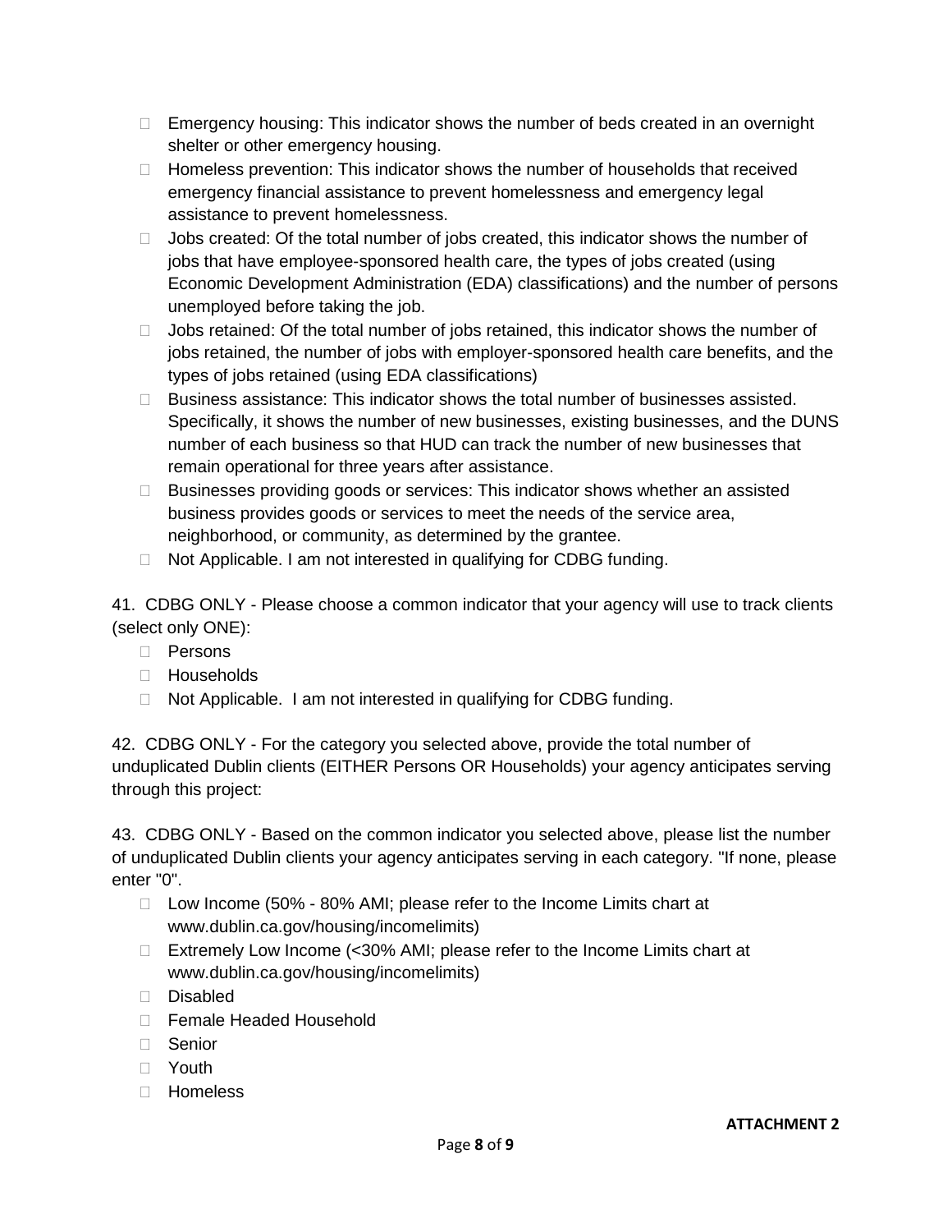- Emergency housing: This indicator shows the number of beds created in an overnight shelter or other emergency housing.
- Homeless prevention: This indicator shows the number of households that received emergency financial assistance to prevent homelessness and emergency legal assistance to prevent homelessness.
- Jobs created: Of the total number of jobs created, this indicator shows the number of jobs that have employee-sponsored health care, the types of jobs created (using Economic Development Administration (EDA) classifications) and the number of persons unemployed before taking the job.
- Jobs retained: Of the total number of jobs retained, this indicator shows the number of jobs retained, the number of jobs with employer-sponsored health care benefits, and the types of jobs retained (using EDA classifications)
- Business assistance: This indicator shows the total number of businesses assisted. Specifically, it shows the number of new businesses, existing businesses, and the DUNS number of each business so that HUD can track the number of new businesses that remain operational for three years after assistance.
- Businesses providing goods or services: This indicator shows whether an assisted business provides goods or services to meet the needs of the service area, neighborhood, or community, as determined by the grantee.
- Not Applicable. I am not interested in qualifying for CDBG funding.

41. CDBG ONLY - Please choose a common indicator that your agency will use to track clients (select only ONE):

- Persons
- Households
- Not Applicable. I am not interested in qualifying for CDBG funding.

42. CDBG ONLY - For the category you selected above, provide the total number of unduplicated Dublin clients (EITHER Persons OR Households) your agency anticipates serving through this project:

43. CDBG ONLY - Based on the common indicator you selected above, please list the number of unduplicated Dublin clients your agency anticipates serving in each category. "If none, please enter "0".

- Low Income (50% - 80% AMI; please refer to the Income Limits chart at www.dublin.ca.gov/housing/incomelimits)
- Extremely Low Income (<30% AMI; please refer to the Income Limits chart at www.dublin.ca.gov/housing/incomelimits)
- Disabled
- Female Headed Household
- Senior
- Youth
- Homeless

**ATTACHMENT 2**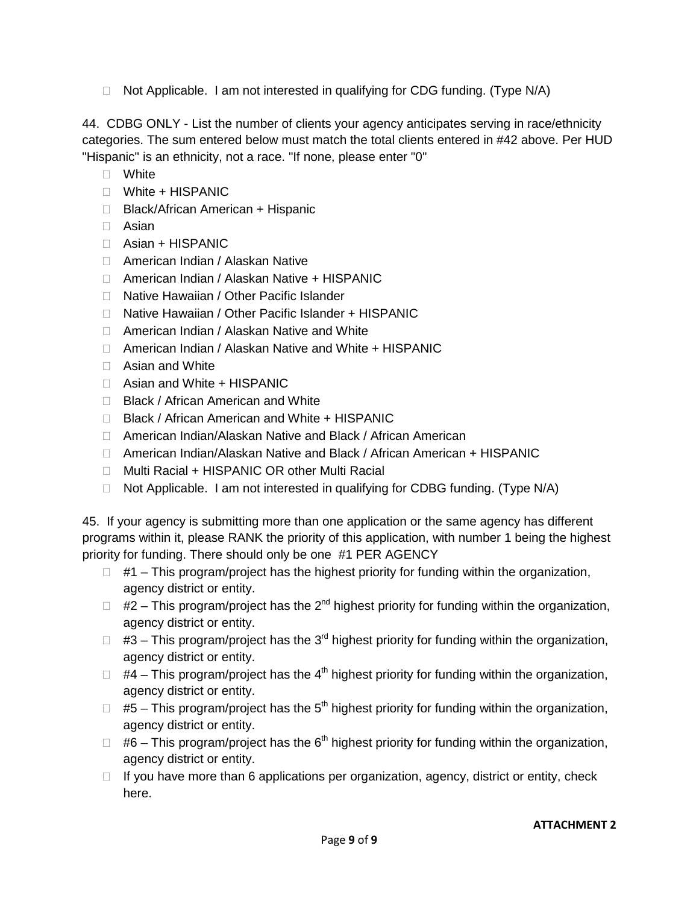- Not Applicable. I am not interested in qualifying for CDG funding. (Type N/A)

44. CDBG ONLY - List the number of clients your agency anticipates serving in race/ethnicity categories. The sum entered below must match the total clients entered in #42 above. Per HUD "Hispanic" is an ethnicity, not a race. "If none, please enter "0"

- White
- White + HISPANIC
- Black/African American + Hispanic
- Asian
- Asian + HISPANIC
- American Indian / Alaskan Native
- American Indian / Alaskan Native + HISPANIC
- Native Hawaiian / Other Pacific Islander
- Native Hawaiian / Other Pacific Islander + HISPANIC
- American Indian / Alaskan Native and White
- American Indian / Alaskan Native and White + HISPANIC
- Asian and White
- Asian and White + HISPANIC
- Black / African American and White
- Black / African American and White + HISPANIC
- American Indian/Alaskan Native and Black / African American
- American Indian/Alaskan Native and Black / African American + HISPANIC
- Multi Racial + HISPANIC OR other Multi Racial
- Not Applicable. I am not interested in qualifying for CDBG funding. (Type N/A)

45. If your agency is submitting more than one application or the same agency has different programs within it, please RANK the priority of this application, with number 1 being the highest priority for funding. There should only be one #1 PER AGENCY

- #1 – This program/project has the highest priority for funding within the organization, agency district or entity.
- #2 – This program/project has the 2nd highest priority for funding within the organization, agency district or entity.
- #3 – This program/project has the 3rd highest priority for funding within the organization, agency district or entity.
- #4 – This program/project has the 4th highest priority for funding within the organization, agency district or entity.
- #5 – This program/project has the 5th highest priority for funding within the organization, agency district or entity.
- #6 – This program/project has the 6th highest priority for funding within the organization, agency district or entity.
- If you have more than 6 applications per organization, agency, district or entity, check here.

**ATTACHMENT 2**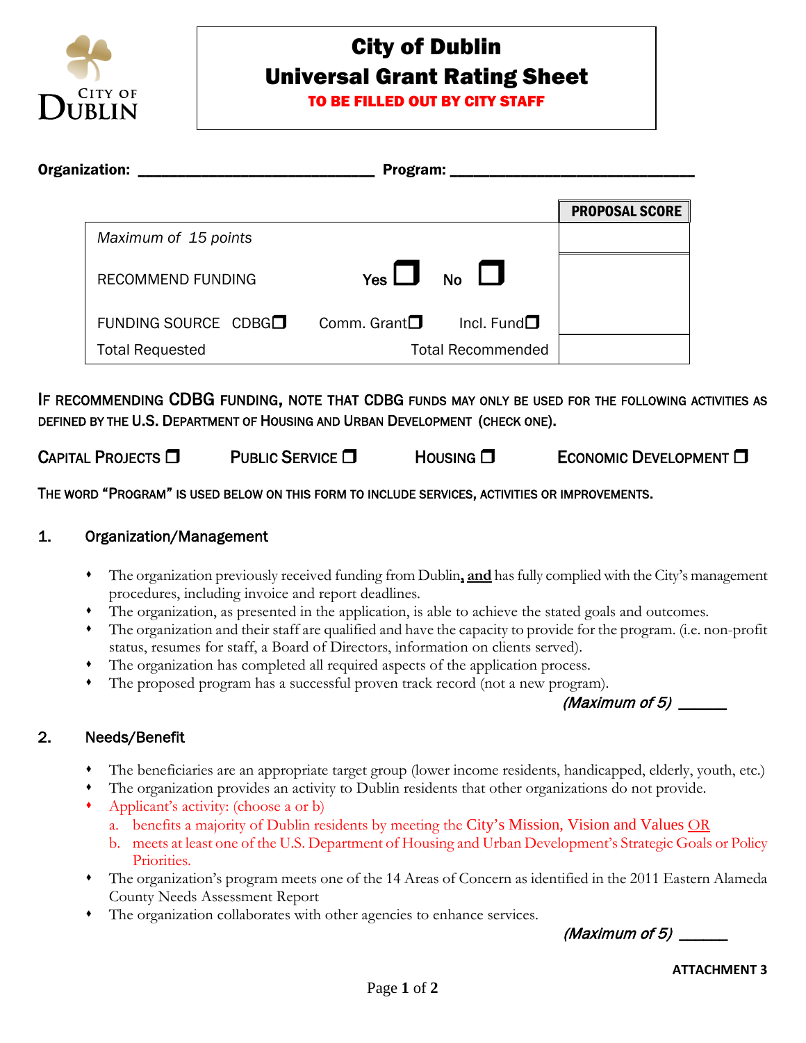# City of Dublin
## Universal Grant Rating Sheet
**TO BE FILLED OUT BY CITY STAFF**

**Organization:** ______________________________ **Program:** ______________________________

| | PROPOSAL SCORE |
|---|---|
| *Maximum of 15 points* | |
| RECOMMEND FUNDING **Yes** ☐ **No** ☐ | |
| FUNDING SOURCE CDBG☐ Comm. Grant☐ Incl. Fund☐ | |
| Total Requested Total Recommended | |

**IF RECOMMENDING CDBG FUNDING, NOTE THAT CDBG FUNDS MAY ONLY BE USED FOR THE FOLLOWING ACTIVITIES AS DEFINED BY THE U.S. DEPARTMENT OF HOUSING AND URBAN DEVELOPMENT (CHECK ONE).**

CAPITAL PROJECTS ☐ PUBLIC SERVICE ☐ HOUSING ☐ ECONOMIC DEVELOPMENT ☐

**THE WORD "PROGRAM" IS USED BELOW ON THIS FORM TO INCLUDE SERVICES, ACTIVITIES OR IMPROVEMENTS.**

### 1. Organization/Management

- The organization previously received funding from Dublin, **and** has fully complied with the City's management procedures, including invoice and report deadlines.
- The organization, as presented in the application, is able to achieve the stated goals and outcomes.
- The organization and their staff are qualified and have the capacity to provide for the program. (i.e. non-profit status, resumes for staff, a Board of Directors, information on clients served).
- The organization has completed all required aspects of the application process.
- The proposed program has a successful proven track record (not a new program).

*(Maximum of 5)* ______

### 2. Needs/Benefit

- The beneficiaries are an appropriate target group (lower income residents, handicapped, elderly, youth, etc.)
- The organization provides an activity to Dublin residents that other organizations do not provide.
- Applicant's activity: (choose a or b)
  - a. benefits a majority of Dublin residents by meeting the City's Mission, Vision and Values OR
  - b. meets at least one of the U.S. Department of Housing and Urban Development's Strategic Goals or Policy Priorities.
- The organization's program meets one of the 14 Areas of Concern as identified in the 2011 Eastern Alameda County Needs Assessment Report
- The organization collaborates with other agencies to enhance services.

*(Maximum of 5)* ______

**ATTACHMENT 3**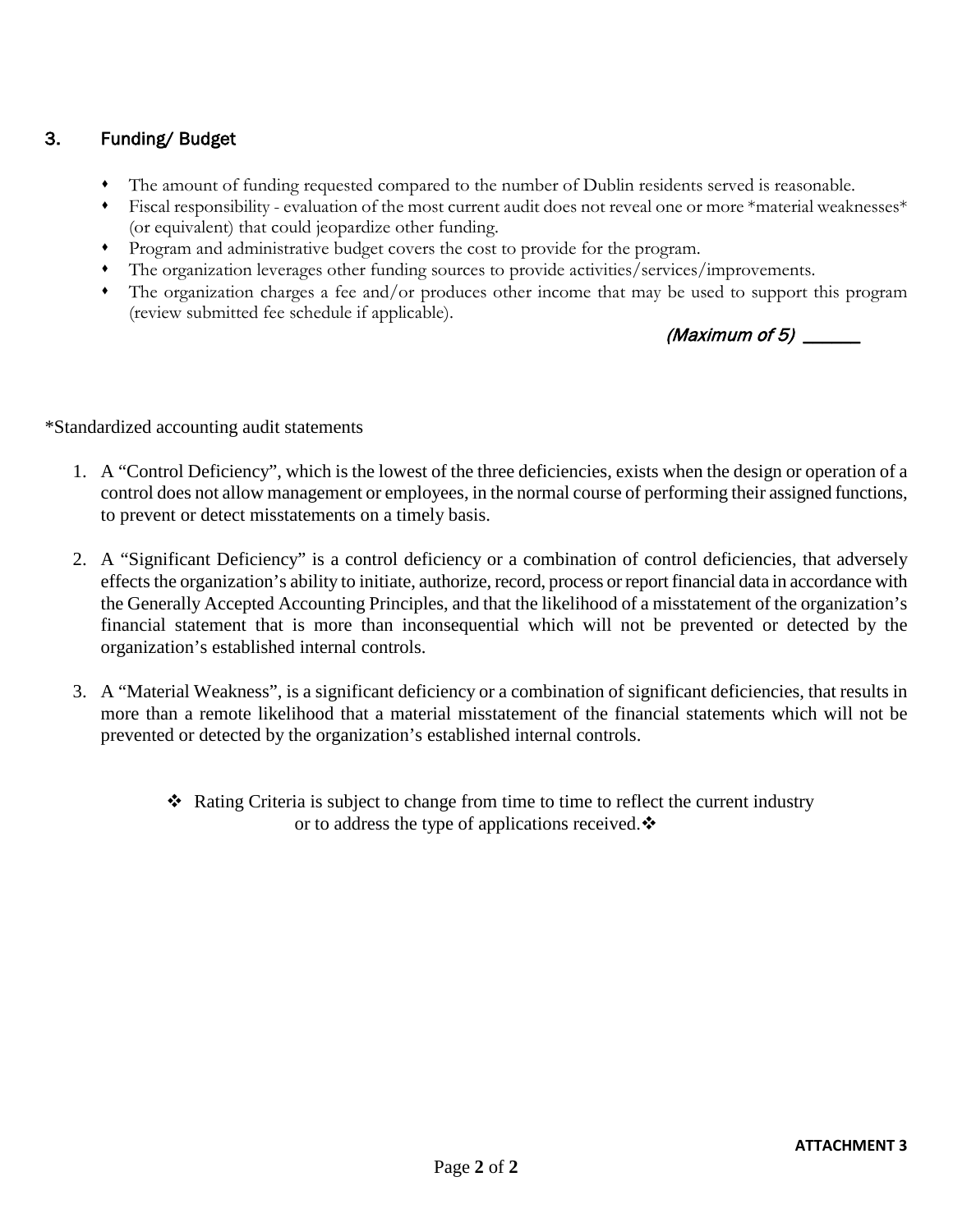## 3. Funding/ Budget

- The amount of funding requested compared to the number of Dublin residents served is reasonable.
- Fiscal responsibility - evaluation of the most current audit does not reveal one or more *material weaknesses* (or equivalent) that could jeopardize other funding.
- Program and administrative budget covers the cost to provide for the program.
- The organization leverages other funding sources to provide activities/services/improvements.
- The organization charges a fee and/or produces other income that may be used to support this program (review submitted fee schedule if applicable).

*(Maximum of 5)* ______

*Standardized accounting audit statements

1. A "Control Deficiency", which is the lowest of the three deficiencies, exists when the design or operation of a control does not allow management or employees, in the normal course of performing their assigned functions, to prevent or detect misstatements on a timely basis.

2. A "Significant Deficiency" is a control deficiency or a combination of control deficiencies, that adversely effects the organization's ability to initiate, authorize, record, process or report financial data in accordance with the Generally Accepted Accounting Principles, and that the likelihood of a misstatement of the organization's financial statement that is more than inconsequential which will not be prevented or detected by the organization's established internal controls.

3. A "Material Weakness", is a significant deficiency or a combination of significant deficiencies, that results in more than a remote likelihood that a material misstatement of the financial statements which will not be prevented or detected by the organization's established internal controls.

❖ Rating Criteria is subject to change from time to time to reflect the current industry or to address the type of applications received.❖

**ATTACHMENT 3**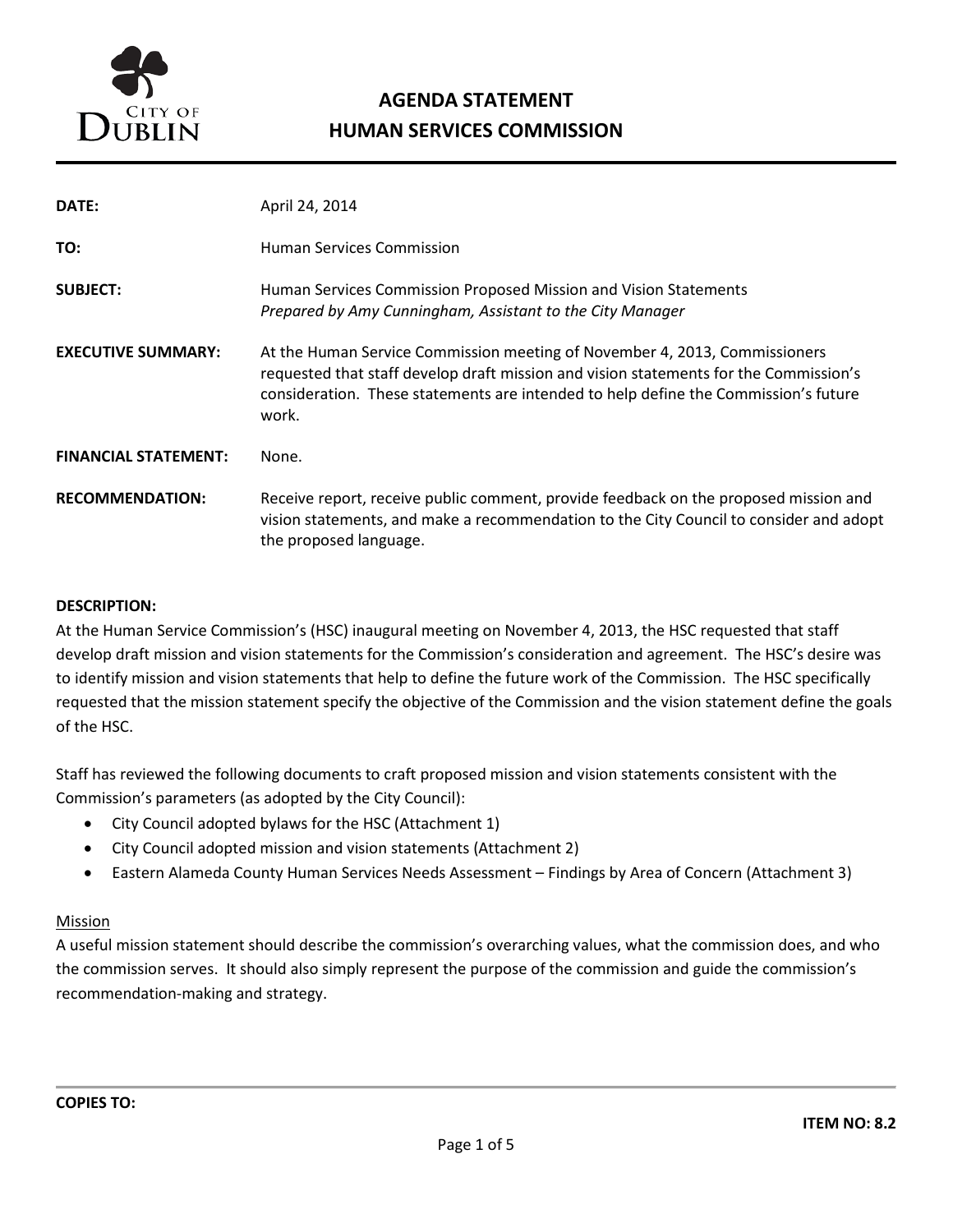**CITY OF DUBLIN**

# AGENDA STATEMENT
# HUMAN SERVICES COMMISSION

| | |
|---|---|
| **DATE:** | April 24, 2014 |
| **TO:** | Human Services Commission |
| **SUBJECT:** | Human Services Commission Proposed Mission and Vision Statements<br>*Prepared by Amy Cunningham, Assistant to the City Manager* |
| **EXECUTIVE SUMMARY:** | At the Human Service Commission meeting of November 4, 2013, Commissioners requested that staff develop draft mission and vision statements for the Commission's consideration. These statements are intended to help define the Commission's future work. |
| **FINANCIAL STATEMENT:** | None. |
| **RECOMMENDATION:** | Receive report, receive public comment, provide feedback on the proposed mission and vision statements, and make a recommendation to the City Council to consider and adopt the proposed language. |

**DESCRIPTION:**

At the Human Service Commission's (HSC) inaugural meeting on November 4, 2013, the HSC requested that staff develop draft mission and vision statements for the Commission's consideration and agreement. The HSC's desire was to identify mission and vision statements that help to define the future work of the Commission. The HSC specifically requested that the mission statement specify the objective of the Commission and the vision statement define the goals of the HSC.

Staff has reviewed the following documents to craft proposed mission and vision statements consistent with the Commission's parameters (as adopted by the City Council):

- City Council adopted bylaws for the HSC (Attachment 1)
- City Council adopted mission and vision statements (Attachment 2)
- Eastern Alameda County Human Services Needs Assessment – Findings by Area of Concern (Attachment 3)

<u>Mission</u>

A useful mission statement should describe the commission's overarching values, what the commission does, and who the commission serves. It should also simply represent the purpose of the commission and guide the commission's recommendation-making and strategy.

**COPIES TO:**

**ITEM NO: 8.2**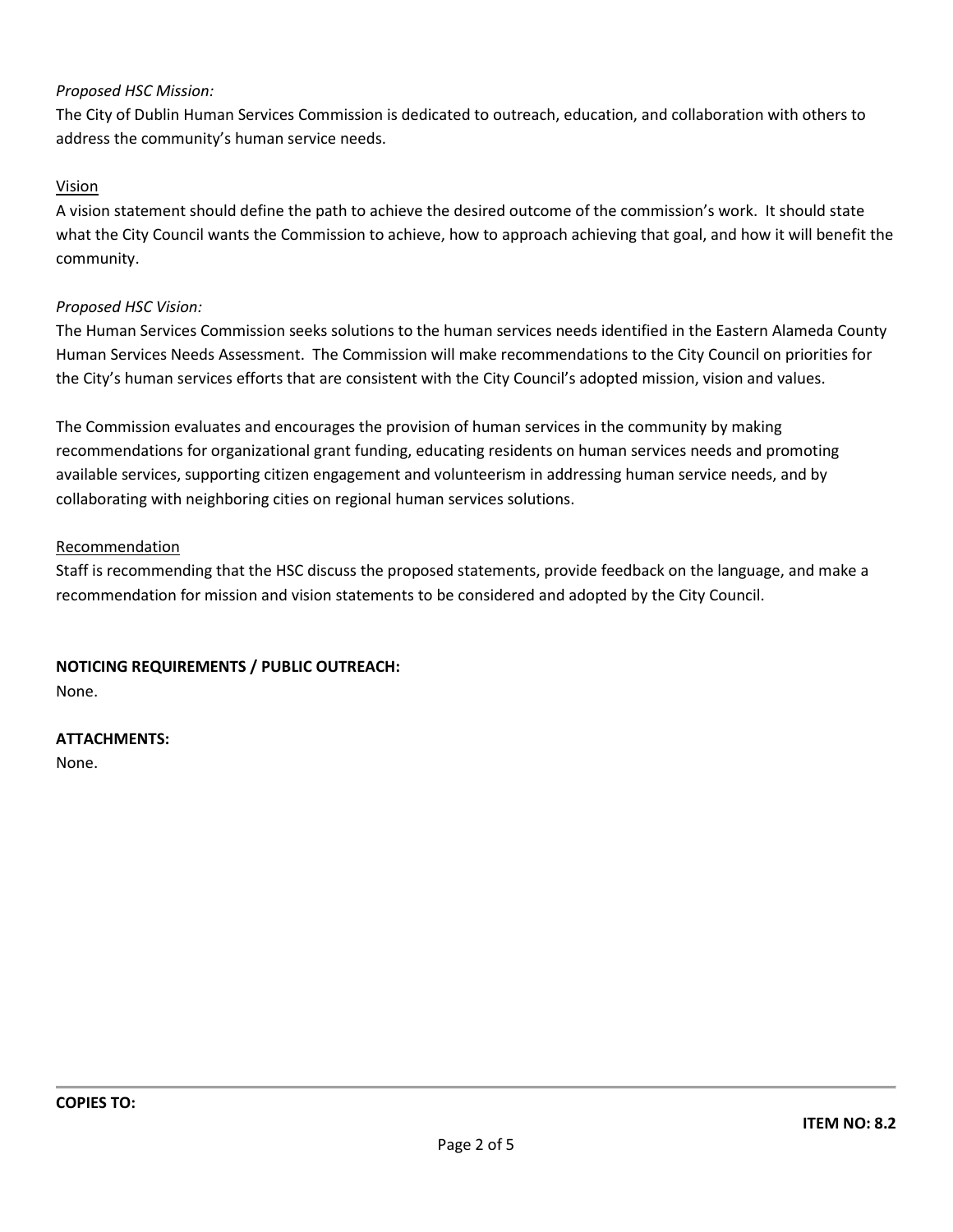*Proposed HSC Mission:*
The City of Dublin Human Services Commission is dedicated to outreach, education, and collaboration with others to address the community's human service needs.

Vision
A vision statement should define the path to achieve the desired outcome of the commission's work. It should state what the City Council wants the Commission to achieve, how to approach achieving that goal, and how it will benefit the community.

*Proposed HSC Vision:*
The Human Services Commission seeks solutions to the human services needs identified in the Eastern Alameda County Human Services Needs Assessment. The Commission will make recommendations to the City Council on priorities for the City's human services efforts that are consistent with the City Council's adopted mission, vision and values.

The Commission evaluates and encourages the provision of human services in the community by making recommendations for organizational grant funding, educating residents on human services needs and promoting available services, supporting citizen engagement and volunteerism in addressing human service needs, and by collaborating with neighboring cities on regional human services solutions.

Recommendation
Staff is recommending that the HSC discuss the proposed statements, provide feedback on the language, and make a recommendation for mission and vision statements to be considered and adopted by the City Council.

**NOTICING REQUIREMENTS / PUBLIC OUTREACH:**
None.

**ATTACHMENTS:**
None.

**COPIES TO:**

**ITEM NO: 8.2**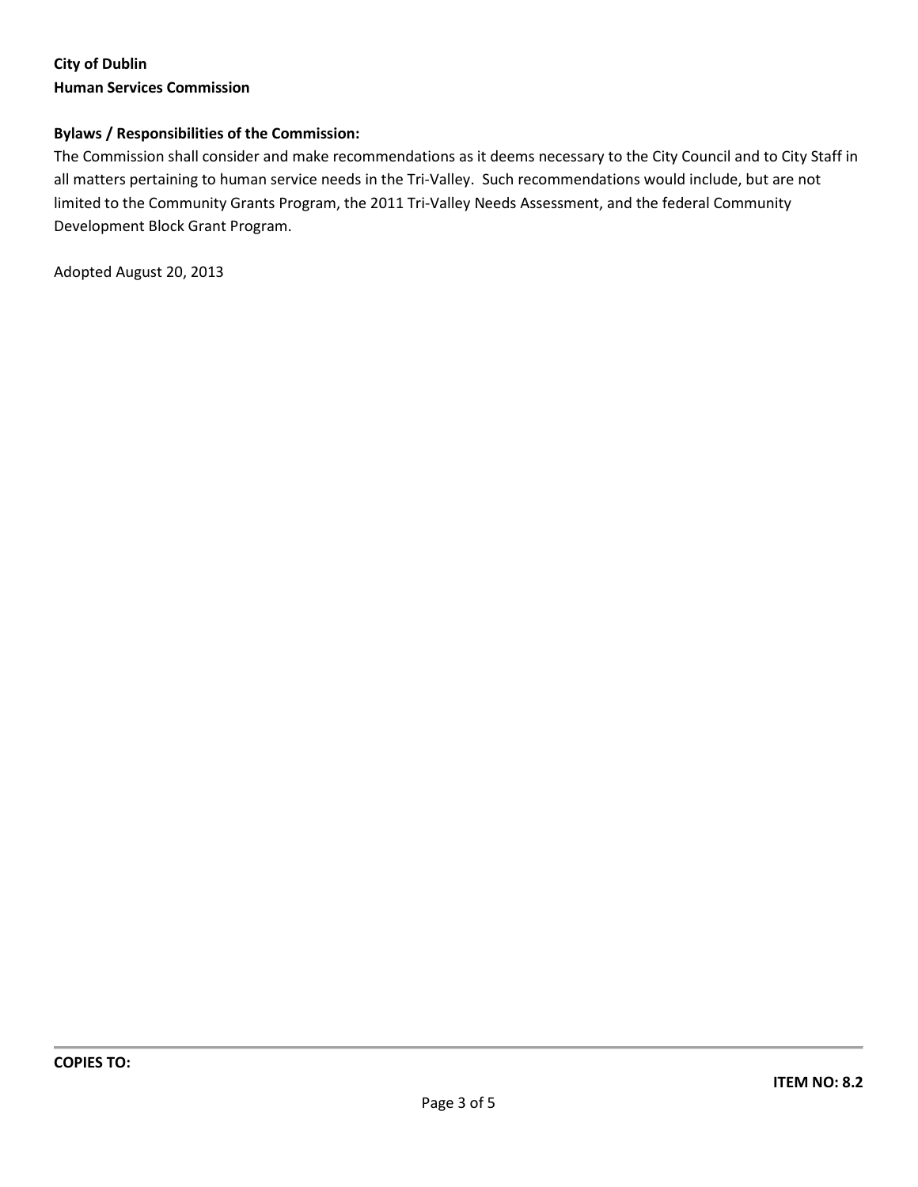**City of Dublin**
**Human Services Commission**

**Bylaws / Responsibilities of the Commission:**

The Commission shall consider and make recommendations as it deems necessary to the City Council and to City Staff in all matters pertaining to human service needs in the Tri-Valley. Such recommendations would include, but are not limited to the Community Grants Program, the 2011 Tri-Valley Needs Assessment, and the federal Community Development Block Grant Program.

Adopted August 20, 2013

**COPIES TO:**

**ITEM NO: 8.2**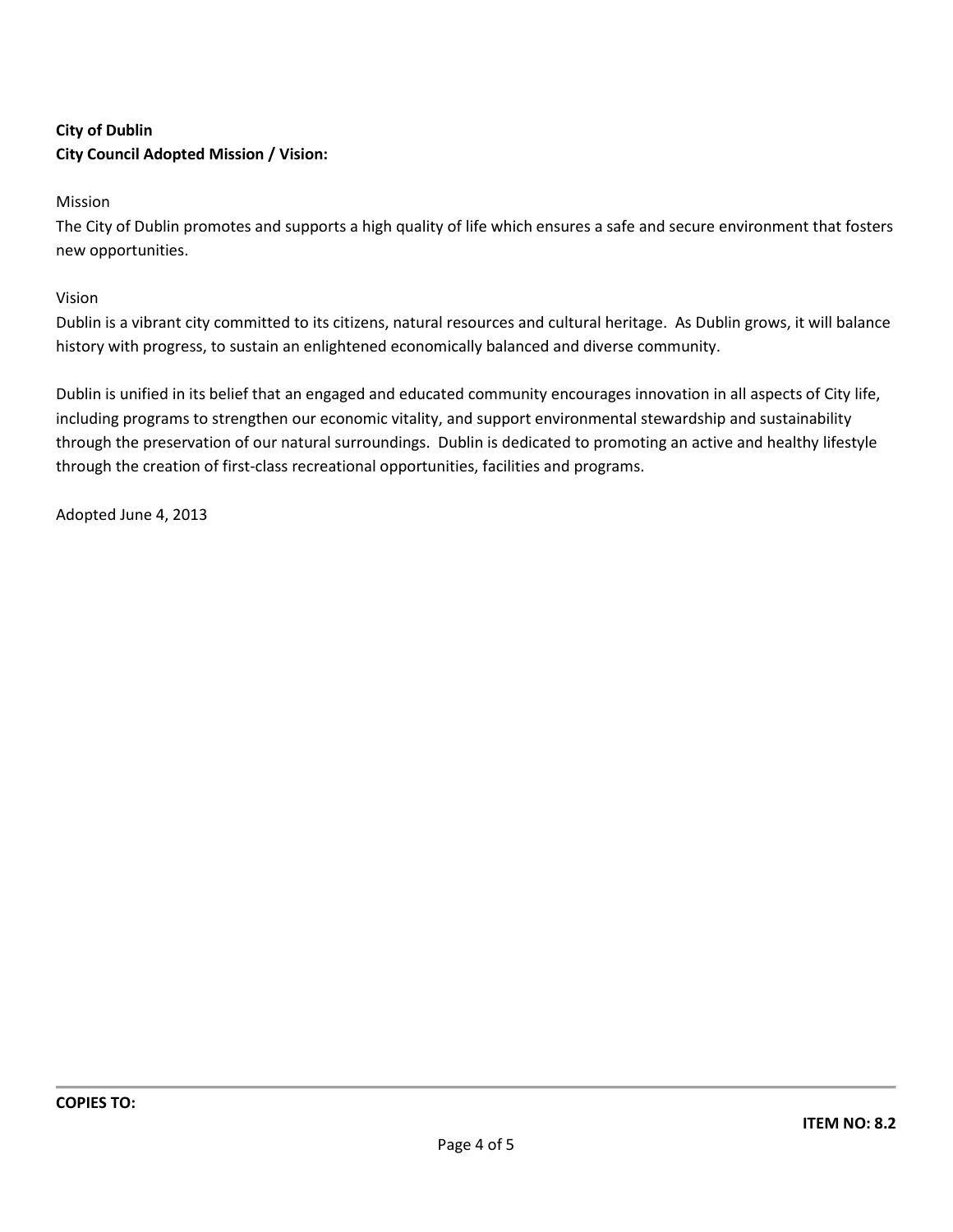**City of Dublin**
**City Council Adopted Mission / Vision:**

Mission
The City of Dublin promotes and supports a high quality of life which ensures a safe and secure environment that fosters new opportunities.

Vision
Dublin is a vibrant city committed to its citizens, natural resources and cultural heritage. As Dublin grows, it will balance history with progress, to sustain an enlightened economically balanced and diverse community.

Dublin is unified in its belief that an engaged and educated community encourages innovation in all aspects of City life, including programs to strengthen our economic vitality, and support environmental stewardship and sustainability through the preservation of our natural surroundings. Dublin is dedicated to promoting an active and healthy lifestyle through the creation of first-class recreational opportunities, facilities and programs.

Adopted June 4, 2013

---

**COPIES TO:**

**ITEM NO: 8.2**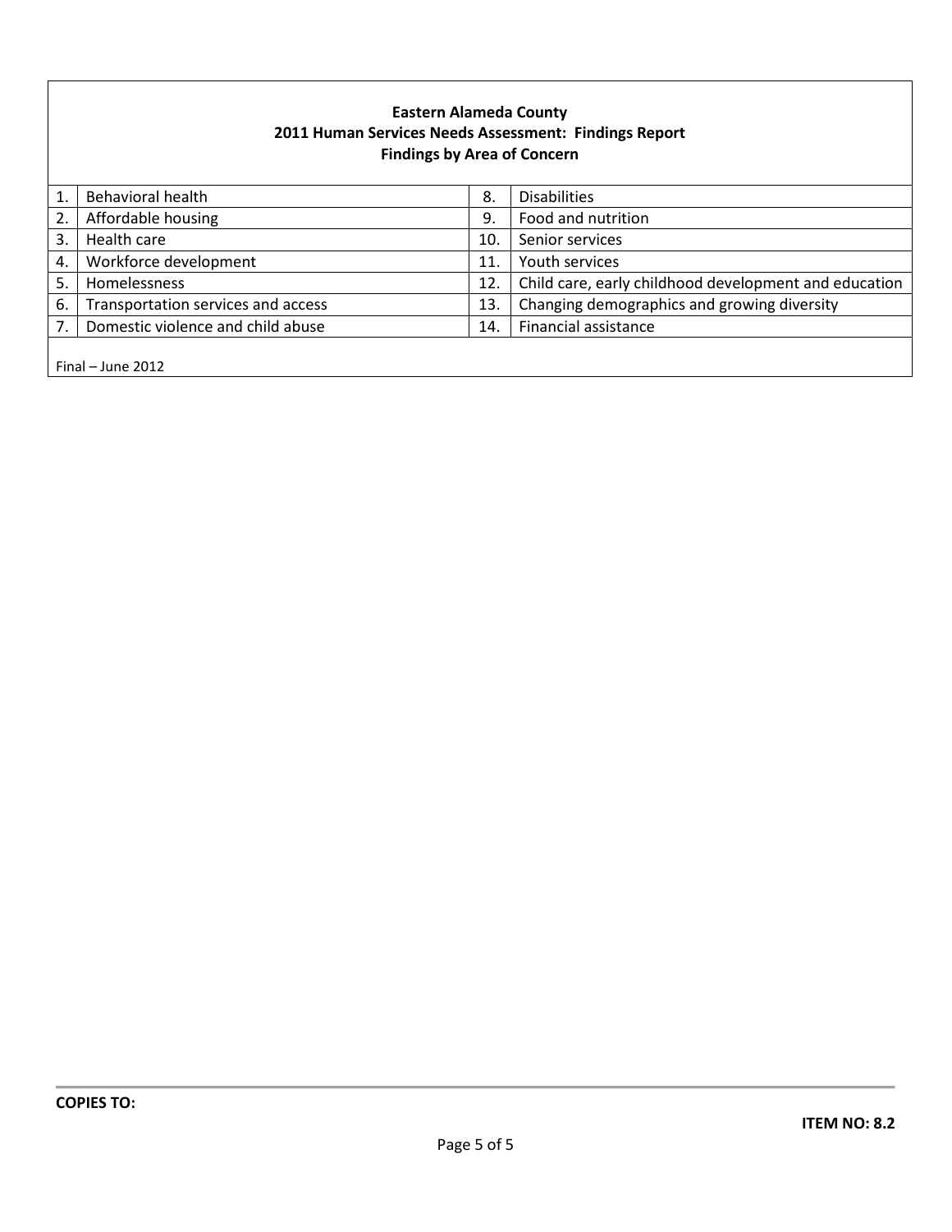**Eastern Alameda County**
**2011 Human Services Needs Assessment: Findings Report**
**Findings by Area of Concern**

| | | | |
|---|---|---|---|
| 1. | Behavioral health | 8. | Disabilities |
| 2. | Affordable housing | 9. | Food and nutrition |
| 3. | Health care | 10. | Senior services |
| 4. | Workforce development | 11. | Youth services |
| 5. | Homelessness | 12. | Child care, early childhood development and education |
| 6. | Transportation services and access | 13. | Changing demographics and growing diversity |
| 7. | Domestic violence and child abuse | 14. | Financial assistance |

Final – June 2012

**COPIES TO:**

**ITEM NO: 8.2**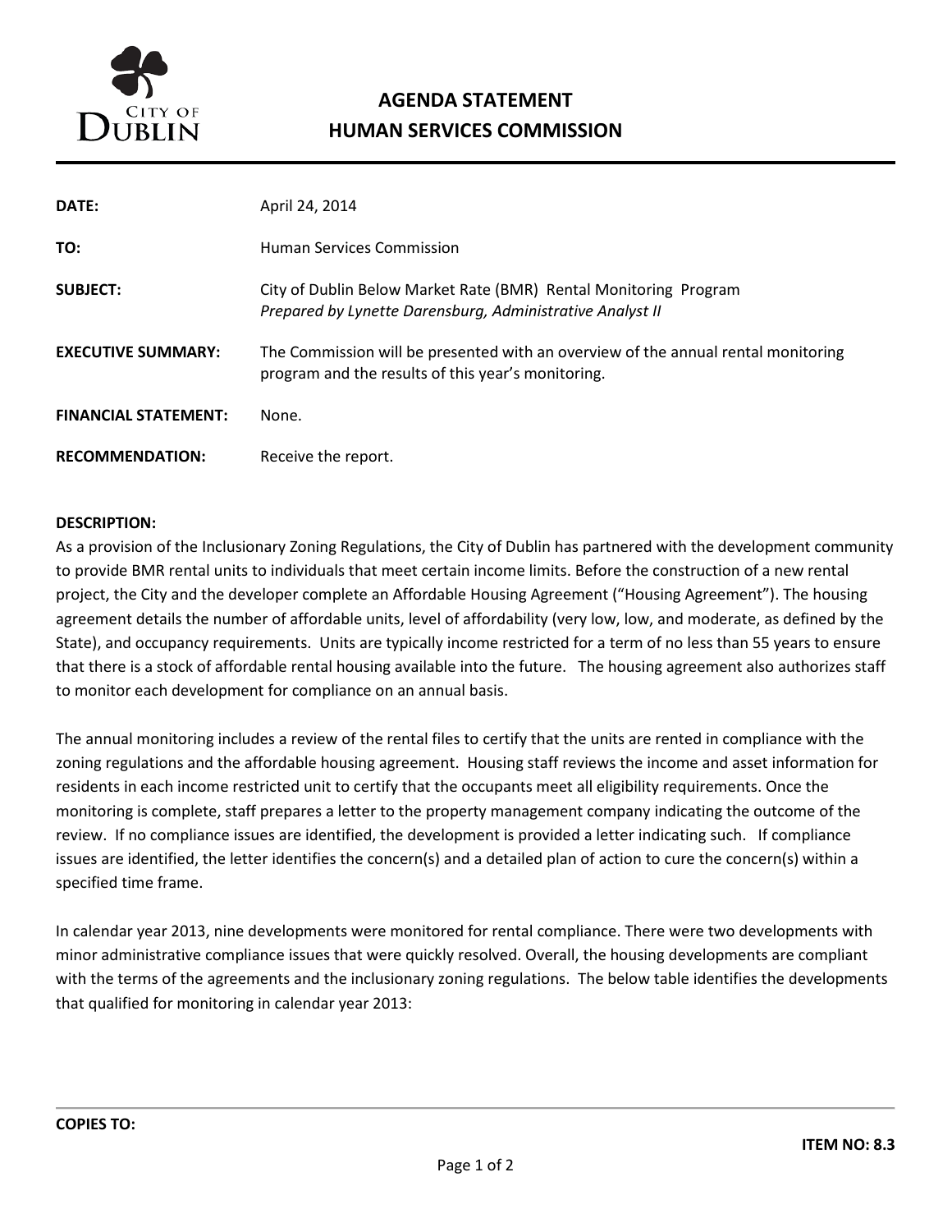**AGENDA STATEMENT**
**HUMAN SERVICES COMMISSION**

| | |
|---|---|
| **DATE:** | April 24, 2014 |
| **TO:** | Human Services Commission |
| **SUBJECT:** | City of Dublin Below Market Rate (BMR) Rental Monitoring Program *Prepared by Lynette Darensburg, Administrative Analyst II* |
| **EXECUTIVE SUMMARY:** | The Commission will be presented with an overview of the annual rental monitoring program and the results of this year's monitoring. |
| **FINANCIAL STATEMENT:** | None. |
| **RECOMMENDATION:** | Receive the report. |

**DESCRIPTION:**

As a provision of the Inclusionary Zoning Regulations, the City of Dublin has partnered with the development community to provide BMR rental units to individuals that meet certain income limits. Before the construction of a new rental project, the City and the developer complete an Affordable Housing Agreement ("Housing Agreement"). The housing agreement details the number of affordable units, level of affordability (very low, low, and moderate, as defined by the State), and occupancy requirements. Units are typically income restricted for a term of no less than 55 years to ensure that there is a stock of affordable rental housing available into the future. The housing agreement also authorizes staff to monitor each development for compliance on an annual basis.

The annual monitoring includes a review of the rental files to certify that the units are rented in compliance with the zoning regulations and the affordable housing agreement. Housing staff reviews the income and asset information for residents in each income restricted unit to certify that the occupants meet all eligibility requirements. Once the monitoring is complete, staff prepares a letter to the property management company indicating the outcome of the review. If no compliance issues are identified, the development is provided a letter indicating such. If compliance issues are identified, the letter identifies the concern(s) and a detailed plan of action to cure the concern(s) within a specified time frame.

In calendar year 2013, nine developments were monitored for rental compliance. There were two developments with minor administrative compliance issues that were quickly resolved. Overall, the housing developments are compliant with the terms of the agreements and the inclusionary zoning regulations. The below table identifies the developments that qualified for monitoring in calendar year 2013:

**COPIES TO:**

**ITEM NO: 8.3**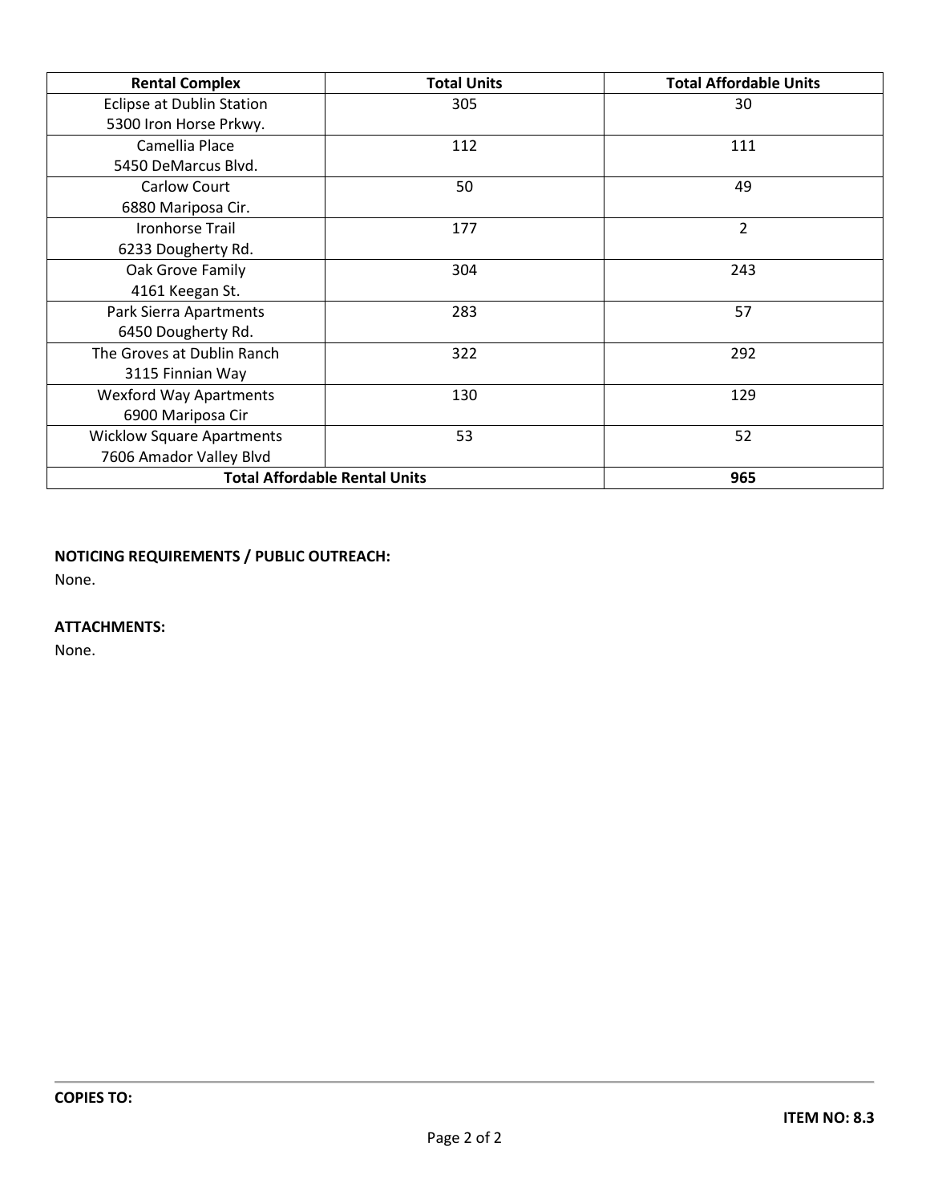| Rental Complex | Total Units | Total Affordable Units |
|---|---|---|
| Eclipse at Dublin Station<br>5300 Iron Horse Prkwy. | 305 | 30 |
| Camellia Place<br>5450 DeMarcus Blvd. | 112 | 111 |
| Carlow Court<br>6880 Mariposa Cir. | 50 | 49 |
| Ironhorse Trail<br>6233 Dougherty Rd. | 177 | 2 |
| Oak Grove Family<br>4161 Keegan St. | 304 | 243 |
| Park Sierra Apartments<br>6450 Dougherty Rd. | 283 | 57 |
| The Groves at Dublin Ranch<br>3115 Finnian Way | 322 | 292 |
| Wexford Way Apartments<br>6900 Mariposa Cir | 130 | 129 |
| Wicklow Square Apartments<br>7606 Amador Valley Blvd | 53 | 52 |
| **Total Affordable Rental Units** | | **965** |

**NOTICING REQUIREMENTS / PUBLIC OUTREACH:**
None.

**ATTACHMENTS:**
None.

**COPIES TO:**

**ITEM NO: 8.3**